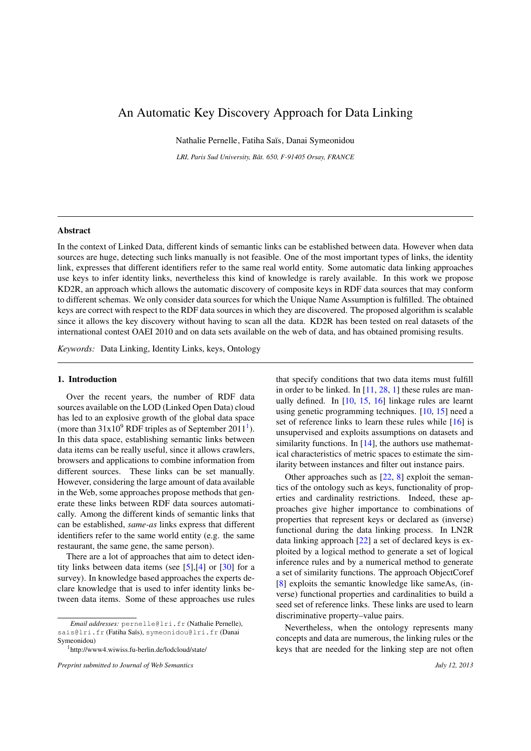# An Automatic Key Discovery Approach for Data Linking

Nathalie Pernelle, Fatiha Saïs, Danai Symeonidou

*LRI, Paris Sud University, Bât. 650, F-91405 Orsay, FRANCE*

## Abstract

In the context of Linked Data, different kinds of semantic links can be established between data. However when data sources are huge, detecting such links manually is not feasible. One of the most important types of links, the identity link, expresses that different identifiers refer to the same real world entity. Some automatic data linking approaches use keys to infer identity links, nevertheless this kind of knowledge is rarely available. In this work we propose KD2R, an approach which allows the automatic discovery of composite keys in RDF data sources that may conform to different schemas. We only consider data sources for which the Unique Name Assumption is fulfilled. The obtained keys are correct with respect to the RDF data sources in which they are discovered. The proposed algorithm is scalable since it allows the key discovery without having to scan all the data. KD2R has been tested on real datasets of the international contest OAEI 2010 and on data sets available on the web of data, and has obtained promising results.

*Keywords:* Data Linking, Identity Links, keys, Ontology

## 1. Introduction

Over the recent years, the number of RDF data sources available on the LOD (Linked Open Data) cloud has led to an explosive growth of the global data space (more than $31 \times 10^9$ RDF triples as of September 2011[1]). In this data space, establishing semantic links between data items can be really useful, since it allows crawlers, browsers and applications to combine information from different sources. These links can be set manually. However, considering the large amount of data available in the Web, some approaches propose methods that generate these links between RDF data sources automatically. Among the different kinds of semantic links that can be established, *same-as* links express that different identifiers refer to the same real world entity (e.g. the same restaurant, the same gene, the same person).

There are a lot of approaches that aim to detect identity links between data items (see [5],[4] or [30] for a survey). In knowledge based approaches the experts declare knowledge that is used to infer identity links between data items. Some of these approaches use rules that specify conditions that two data items must fulfill in order to be linked. In [11, 28, 1] these rules are manually defined. In [10, 15, 16] linkage rules are learnt using genetic programming techniques. [10, 15] need a set of reference links to learn these rules while [16] is unsupervised and exploits assumptions on datasets and similarity functions. In [14], the authors use mathematical characteristics of metric spaces to estimate the similarity between instances and filter out instance pairs.

Other approaches such as [22, 8] exploit the semantics of the ontology such as keys, functionality of properties and cardinality restrictions. Indeed, these approaches give higher importance to combinations of properties that represent keys or declared as (inverse) functional during the data linking process. In LN2R data linking approach [22] a set of declared keys is exploited by a logical method to generate a set of logical inference rules and by a numerical method to generate a set of similarity functions. The approach ObjectCoref [8] exploits the semantic knowledge like sameAs, (inverse) functional properties and cardinalities to build a seed set of reference links. These links are used to learn discriminative property–value pairs.

Nevertheless, when the ontology represents many concepts and data are numerous, the linking rules or the keys that are needed for the linking step are not often

---

*Email addresses:* pernelle@lri.fr (Nathalie Pernelle), sais@lri.fr (Fatiha Saïs), symeonidou@lri.fr (Danai Symeonidou)

[1] http://www4.wiwiss.fu-berlin.de/lodcloud/state/

*Preprint submitted to Journal of Web Semantics* *July 12, 2013*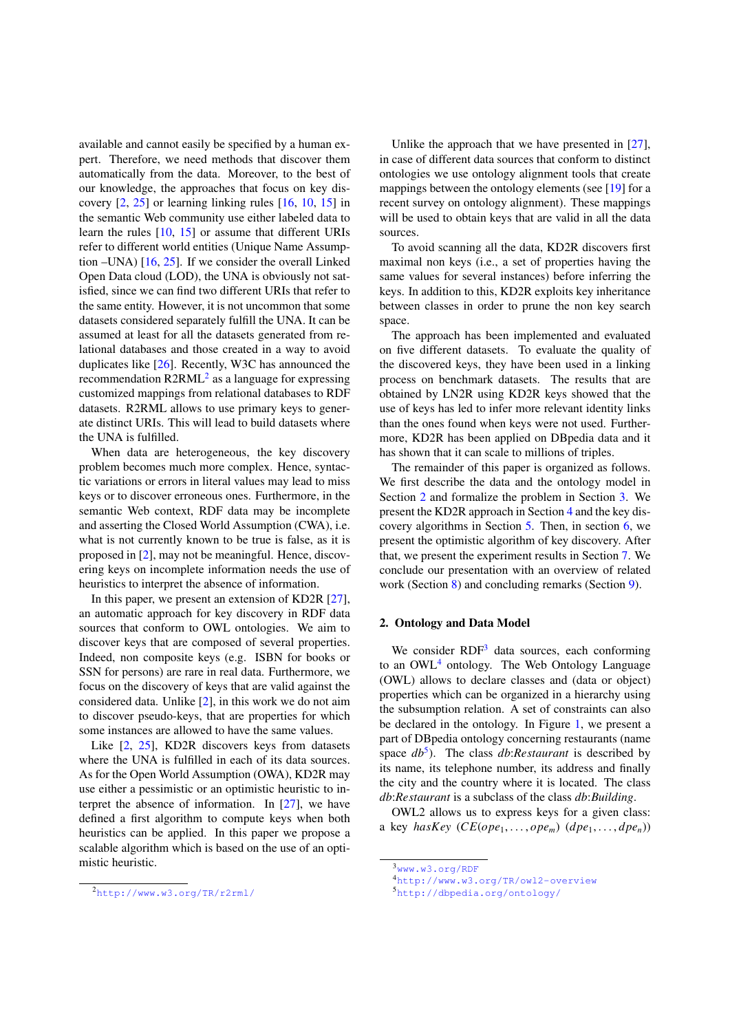available and cannot easily be specified by a human expert. Therefore, we need methods that discover them automatically from the data. Moreover, to the best of our knowledge, the approaches that focus on key discovery [2, 25] or learning linking rules [16, 10, 15] in the semantic Web community use either labeled data to learn the rules [10, 15] or assume that different URIs refer to different world entities (Unique Name Assumption –UNA) [16, 25]. If we consider the overall Linked Open Data cloud (LOD), the UNA is obviously not satisfied, since we can find two different URIs that refer to the same entity. However, it is not uncommon that some datasets considered separately fulfill the UNA. It can be assumed at least for all the datasets generated from relational databases and those created in a way to avoid duplicates like [26]. Recently, W3C has announced the recommendation R2RML[2] as a language for expressing customized mappings from relational databases to RDF datasets. R2RML allows to use primary keys to generate distinct URIs. This will lead to build datasets where the UNA is fulfilled.

When data are heterogeneous, the key discovery problem becomes much more complex. Hence, syntactic variations or errors in literal values may lead to miss keys or to discover erroneous ones. Furthermore, in the semantic Web context, RDF data may be incomplete and asserting the Closed World Assumption (CWA), i.e. what is not currently known to be true is false, as it is proposed in [2], may not be meaningful. Hence, discovering keys on incomplete information needs the use of heuristics to interpret the absence of information.

In this paper, we present an extension of KD2R [27], an automatic approach for key discovery in RDF data sources that conform to OWL ontologies. We aim to discover keys that are composed of several properties. Indeed, non composite keys (e.g. ISBN for books or SSN for persons) are rare in real data. Furthermore, we focus on the discovery of keys that are valid against the considered data. Unlike [2], in this work we do not aim to discover pseudo-keys, that are properties for which some instances are allowed to have the same values.

Like [2, 25], KD2R discovers keys from datasets where the UNA is fulfilled in each of its data sources. As for the Open World Assumption (OWA), KD2R may use either a pessimistic or an optimistic heuristic to interpret the absence of information. In [27], we have defined a first algorithm to compute keys when both heuristics can be applied. In this paper we propose a scalable algorithm which is based on the use of an optimistic heuristic.

Unlike the approach that we have presented in [27], in case of different data sources that conform to distinct ontologies we use ontology alignment tools that create mappings between the ontology elements (see [19] for a recent survey on ontology alignment). These mappings will be used to obtain keys that are valid in all the data sources.

To avoid scanning all the data, KD2R discovers first maximal non keys (i.e., a set of properties having the same values for several instances) before inferring the keys. In addition to this, KD2R exploits key inheritance between classes in order to prune the non key search space.

The approach has been implemented and evaluated on five different datasets. To evaluate the quality of the discovered keys, they have been used in a linking process on benchmark datasets. The results that are obtained by LN2R using KD2R keys showed that the use of keys has led to infer more relevant identity links than the ones found when keys were not used. Furthermore, KD2R has been applied on DBpedia data and it has shown that it can scale to millions of triples.

The remainder of this paper is organized as follows. We first describe the data and the ontology model in Section 2 and formalize the problem in Section 3. We present the KD2R approach in Section 4 and the key discovery algorithms in Section 5. Then, in section 6, we present the optimistic algorithm of key discovery. After that, we present the experiment results in Section 7. We conclude our presentation with an overview of related work (Section 8) and concluding remarks (Section 9).

## 2. Ontology and Data Model

We consider RDF[3] data sources, each conforming to an OWL[4] ontology. The Web Ontology Language (OWL) allows to declare classes and (data or object) properties which can be organized in a hierarchy using the subsumption relation. A set of constraints can also be declared in the ontology. In Figure 1, we present a part of DBpedia ontology concerning restaurants (name space *db*[5]). The class *db*:*Restaurant* is described by its name, its telephone number, its address and finally the city and the country where it is located. The class *db*:*Restaurant* is a subclass of the class *db*:*Building*.

OWL2 allows us to express keys for a given class: a key *hasKey* $(CE(ope_1, \ldots, ope_m)\ (dpe_1, \ldots, dpe_n))$

[2] http://www.w3.org/TR/r2rml/

[3] www.w3.org/RDF

[4] http://www.w3.org/TR/owl2-overview

[5] http://dbpedia.org/ontology/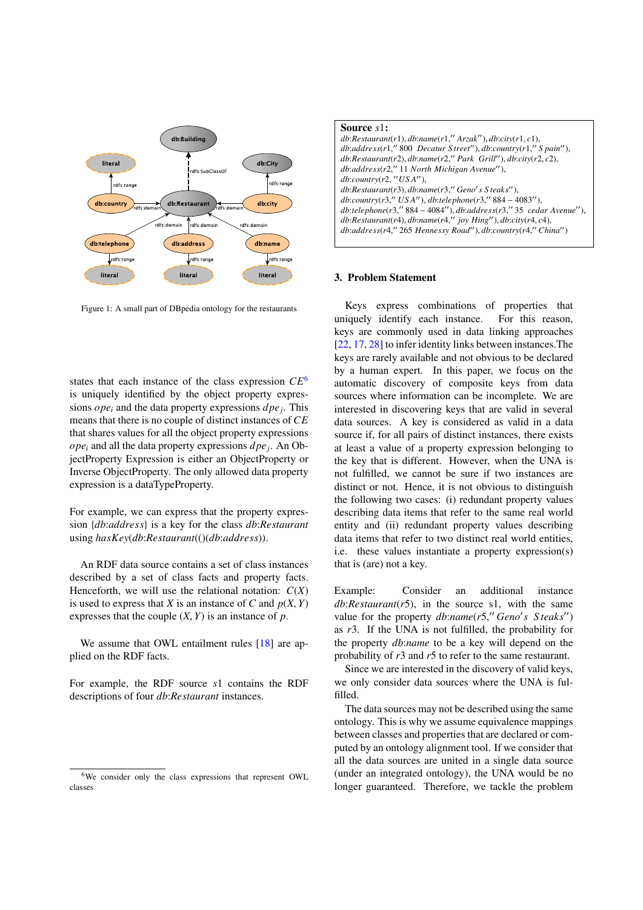Figure 1: A small part of DBpedia ontology for the restaurants

**Source** $s1$:
$db{:}Restaurant(r1), db{:}name(r1,''Arzak''), db{:}city(r1, c1),$
$db{:}address(r1,''800\ \ Decatur\ Street''), db{:}country(r1,''Spain''),$
$db{:}Restaurant(r2), db{:}name(r2,''Park\ \ Grill''), db{:}city(r2, c2),$
$db{:}address(r2,''11\ North\ Michigan\ Avenue''),$
$db{:}country(r2,''USA''),$
$db{:}Restaurant(r3), db{:}name(r3,''Geno's\ Steaks''),$
$db{:}country(r3,''USA''), db{:}telephone(r3,''884-4083''),$
$db{:}telephone(r3,''884-4084''), db{:}address(r3,''35\ \ cedar\ Avenue''),$
$db{:}Restaurant(r4), db{:}name(r4,''\ joy\ Hing''), db{:}city(r4, c4),$
$db{:}address(r4,''265\ Hennessy\ Road''), db{:}country(r4,''China'')$

states that each instance of the class expression $CE$[6] is uniquely identified by the object property expressions $ope_i$ and the data property expressions $dpe_j$. This means that there is no couple of distinct instances of $CE$ that shares values for all the object property expressions $ope_i$ and all the data property expressions $dpe_j$. An ObjectProperty Expression is either an ObjectProperty or Inverse ObjectProperty. The only allowed data property expression is a dataTypeProperty.

For example, we can express that the property expression $\{db{:}address\}$ is a key for the class $db{:}Restaurant$ using $hasKey(db{:}Restaurant(()(db{:}address))$.

An RDF data source contains a set of class instances described by a set of class facts and property facts. Henceforth, we will use the relational notation: $C(X)$ is used to express that $X$ is an instance of $C$ and $p(X, Y)$ expresses that the couple $(X, Y)$ is an instance of $p$.

We assume that OWL entailment rules [18] are applied on the RDF facts.

For example, the RDF source $s1$ contains the RDF descriptions of four $db{:}Restaurant$ instances.

[6] We consider only the class expressions that represent OWL classes

## 3. Problem Statement

Keys express combinations of properties that uniquely identify each instance. For this reason, keys are commonly used in data linking approaches [22, 17, 28] to infer identity links between instances. The keys are rarely available and not obvious to be declared by a human expert. In this paper, we focus on the automatic discovery of composite keys from data sources where information can be incomplete. We are interested in discovering keys that are valid in several data sources. A key is considered as valid in a data source if, for all pairs of distinct instances, there exists at least a value of a property expression belonging to the key that is different. However, when the UNA is not fulfilled, we cannot be sure if two instances are distinct or not. Hence, it is not obvious to distinguish the following two cases: (i) redundant property values describing data items that refer to the same real world entity and (ii) redundant property values describing data items that refer to two distinct real world entities, i.e. these values instantiate a property expression(s) that is (are) not a key.

Example: Consider an additional instance $db{:}Restaurant(r5)$, in the source s1, with the same value for the property $db{:}name(r5,''Geno's\ Steaks'')$ as $r3$. If the UNA is not fulfilled, the probability for the property $db{:}name$ to be a key will depend on the probability of $r3$ and $r5$ to refer to the same restaurant.

Since we are interested in the discovery of valid keys, we only consider data sources where the UNA is fulfilled.

The data sources may not be described using the same ontology. This is why we assume equivalence mappings between classes and properties that are declared or computed by an ontology alignment tool. If we consider that all the data sources are united in a single data source (under an integrated ontology), the UNA would be no longer guaranteed. Therefore, we tackle the problem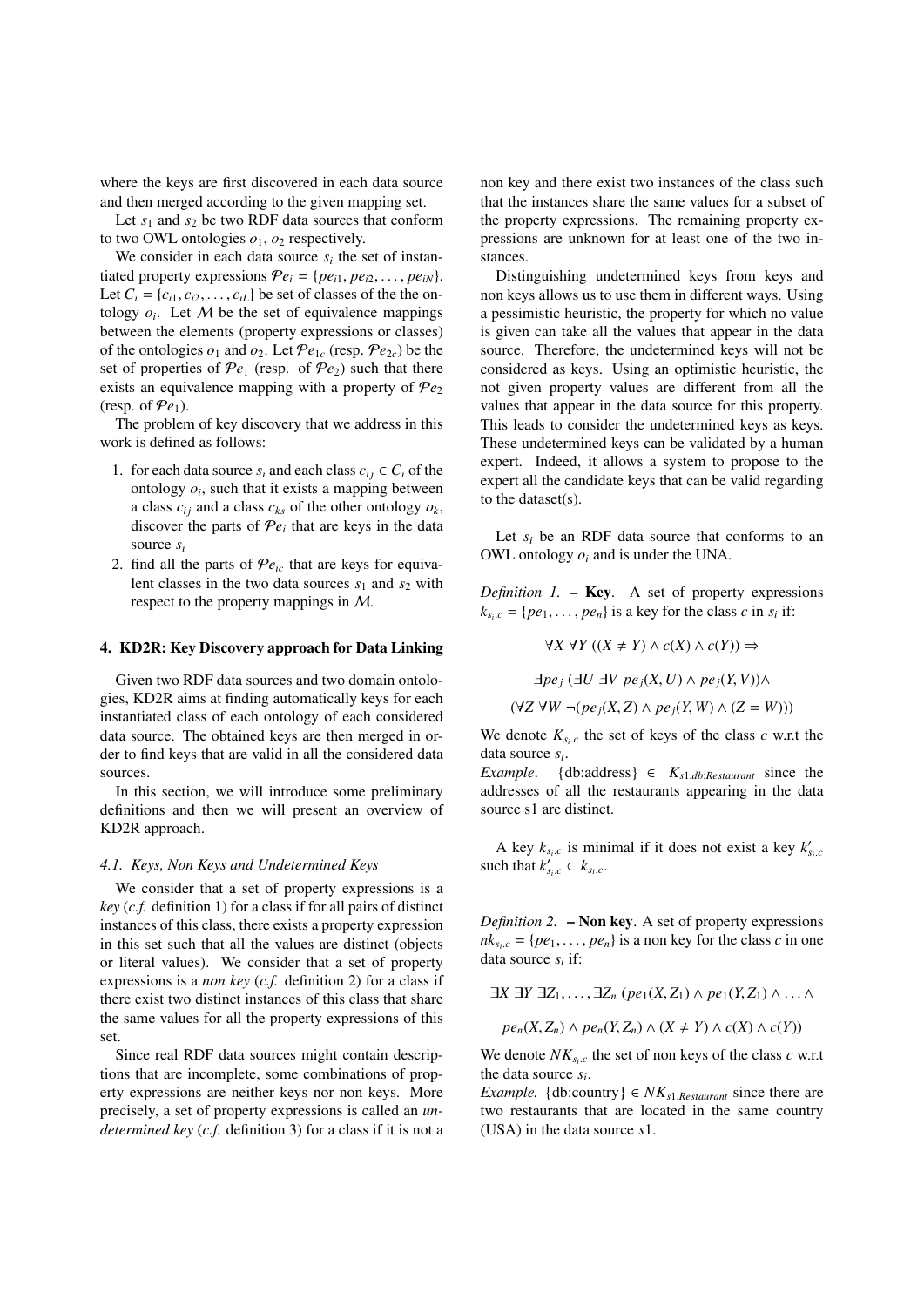where the keys are first discovered in each data source and then merged according to the given mapping set.

Let $s_1$ and $s_2$ be two RDF data sources that conform to two OWL ontologies $o_1$, $o_2$ respectively.

We consider in each data source $s_i$ the set of instantiated property expressions $\mathcal{P}e_i = \{pe_{i1}, pe_{i2}, \ldots, pe_{iN}\}$. Let $C_i = \{c_{i1}, c_{i2}, \ldots, c_{iL}\}$ be set of classes of the the ontology $o_i$. Let $\mathcal{M}$ be the set of equivalence mappings between the elements (property expressions or classes) of the ontologies $o_1$ and $o_2$. Let $\mathcal{P}e_{1c}$ (resp. $\mathcal{P}e_{2c}$) be the set of properties of $\mathcal{P}e_1$ (resp. of $\mathcal{P}e_2$) such that there exists an equivalence mapping with a property of $\mathcal{P}e_2$ (resp. of $\mathcal{P}e_1$).

The problem of key discovery that we address in this work is defined as follows:

1. for each data source $s_i$ and each class $c_{ij} \in C_i$ of the ontology $o_i$, such that it exists a mapping between a class $c_{ij}$ and a class $c_{ks}$ of the other ontology $o_k$, discover the parts of $\mathcal{P}e_i$ that are keys in the data source $s_i$
2. find all the parts of $\mathcal{P}e_{ic}$ that are keys for equivalent classes in the two data sources $s_1$ and $s_2$ with respect to the property mappings in $\mathcal{M}$.

## 4. KD2R: Key Discovery approach for Data Linking

Given two RDF data sources and two domain ontologies, KD2R aims at finding automatically keys for each instantiated class of each ontology of each considered data source. The obtained keys are then merged in order to find keys that are valid in all the considered data sources.

In this section, we will introduce some preliminary definitions and then we will present an overview of KD2R approach.

### 4.1. Keys, Non Keys and Undetermined Keys

We consider that a set of property expressions is a *key* (*c.f.* definition 1) for a class if for all pairs of distinct instances of this class, there exists a property expression in this set such that all the values are distinct (objects or literal values). We consider that a set of property expressions is a *non key* (*c.f.* definition 2) for a class if there exist two distinct instances of this class that share the same values for all the property expressions of this set.

Since real RDF data sources might contain descriptions that are incomplete, some combinations of property expressions are neither keys nor non keys. More precisely, a set of property expressions is called an *undetermined key* (*c.f.* definition 3) for a class if it is not a non key and there exist two instances of the class such that the instances share the same values for a subset of the property expressions. The remaining property expressions are unknown for at least one of the two instances.

Distinguishing undetermined keys from keys and non keys allows us to use them in different ways. Using a pessimistic heuristic, the property for which no value is given can take all the values that appear in the data source. Therefore, the undetermined keys will not be considered as keys. Using an optimistic heuristic, the not given property values are different from all the values that appear in the data source for this property. This leads to consider the undetermined keys as keys. These undetermined keys can be validated by a human expert. Indeed, it allows a system to propose to the expert all the candidate keys that can be valid regarding to the dataset(s).

Let $s_i$ be an RDF data source that conforms to an OWL ontology $o_i$ and is under the UNA.

*Definition 1.* **– Key**. A set of property expressions $k_{s_i.c} = \{pe_1, \ldots, pe_n\}$ is a key for the class $c$ in $s_i$ if:

$$\forall X\ \forall Y\ ((X \neq Y) \wedge c(X) \wedge c(Y)) \Rightarrow$$

$$\exists pe_j\ (\exists U\ \exists V\ pe_j(X, U) \wedge pe_j(Y, V)) \wedge$$

$$(\forall Z\ \forall W\ \neg(pe_j(X, Z) \wedge pe_j(Y, W) \wedge (Z = W)))$$

We denote $K_{s_i.c}$ the set of keys of the class $c$ w.r.t the data source $s_i$.

*Example*. {db:address} $\in K_{s1.db:Restaurant}$ since the addresses of all the restaurants appearing in the data source s1 are distinct.

A key $k_{s_i.c}$ is minimal if it does not exist a key $k'_{s_i.c}$ such that $k'_{s_i.c} \subset k_{s_i.c}$.

*Definition 2.* **– Non key**. A set of property expressions $nk_{s_i.c} = \{pe_1, \ldots, pe_n\}$ is a non key for the class $c$ in one data source $s_i$ if:

$$\exists X\ \exists Y\ \exists Z_1, \ldots, \exists Z_n\ (pe_1(X, Z_1) \wedge pe_1(Y, Z_1) \wedge \ldots \wedge$$

$$pe_n(X, Z_n) \wedge pe_n(Y, Z_n) \wedge (X \neq Y) \wedge c(X) \wedge c(Y))$$

We denote $NK_{s_i.c}$ the set of non keys of the class $c$ w.r.t the data source $s_i$.

*Example.* {db:country} $\in NK_{s1.Restaurant}$ since there are two restaurants that are located in the same country (USA) in the data source $s1$.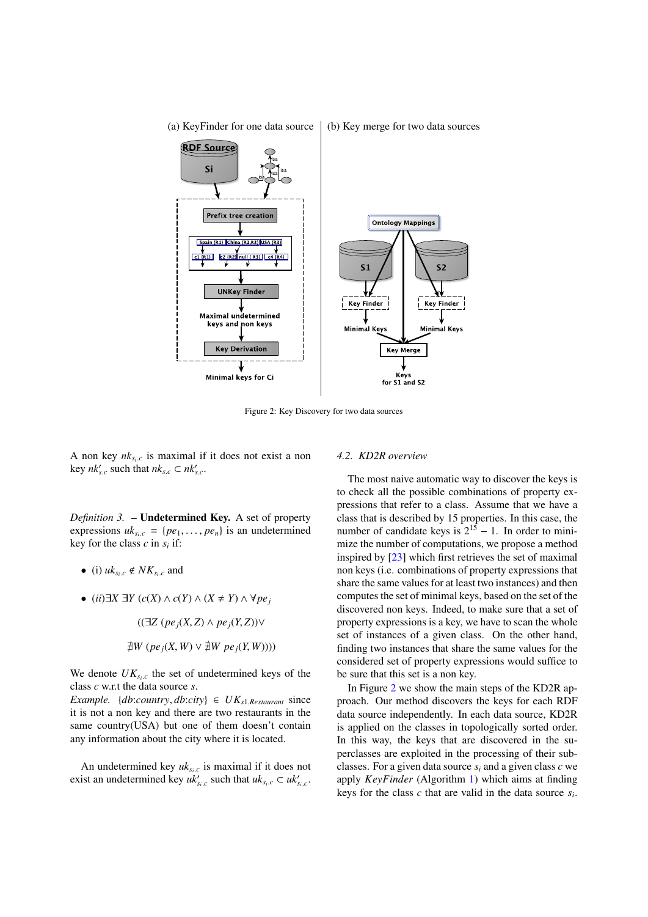Figure 2: Key Discovery for two data sources

A non key $nk_{s_i.c}$ is maximal if it does not exist a non key $nk'_{s.c}$ such that $nk_{s.c} \subset nk'_{s.c}$.

*Definition 3.* **– Undetermined Key.** A set of property expressions $uk_{s_i.c} = \{pe_1, \ldots, pe_n\}$ is an undetermined key for the class $c$ in $s_i$ if:

- (i) $uk_{s_i.c} \notin NK_{s_i.c}$ and
- *(ii)* $\exists X\ \exists Y\ (c(X) \wedge c(Y) \wedge (X \neq Y) \wedge \forall pe_j$

$$((\exists Z\ (pe_j(X,Z) \wedge pe_j(Y,Z)) \vee$$

$$\nexists W\ (pe_j(X,W) \vee \nexists W\ pe_j(Y,W))))$$

We denote $UK_{s_i.c}$ the set of undetermined keys of the class $c$ w.r.t the data source $s$.

*Example.* $\{db{:}country, db{:}city\} \in UK_{s1.Restaurant}$ since it is not a non key and there are two restaurants in the same country(USA) but one of them doesn't contain any information about the city where it is located.

An undetermined key $uk_{s_i.c}$ is maximal if it does not exist an undetermined key $uk'_{s_i.c}$ such that $uk_{s_i.c} \subset uk'_{s_i.c}$.

### *4.2. KD2R overview*

The most naive automatic way to discover the keys is to check all the possible combinations of property expressions that refer to a class. Assume that we have a class that is described by 15 properties. In this case, the number of candidate keys is $2^{15} - 1$. In order to minimize the number of computations, we propose a method inspired by [23] which first retrieves the set of maximal non keys (i.e. combinations of property expressions that share the same values for at least two instances) and then computes the set of minimal keys, based on the set of the discovered non keys. Indeed, to make sure that a set of property expressions is a key, we have to scan the whole set of instances of a given class. On the other hand, finding two instances that share the same values for the considered set of property expressions would suffice to be sure that this set is a non key.

In Figure 2 we show the main steps of the KD2R approach. Our method discovers the keys for each RDF data source independently. In each data source, KD2R is applied on the classes in topologically sorted order. In this way, the keys that are discovered in the superclasses are exploited in the processing of their subclasses. For a given data source $s_i$ and a given class $c$ we apply *KeyFinder* (Algorithm 1) which aims at finding keys for the class $c$ that are valid in the data source $s_i$.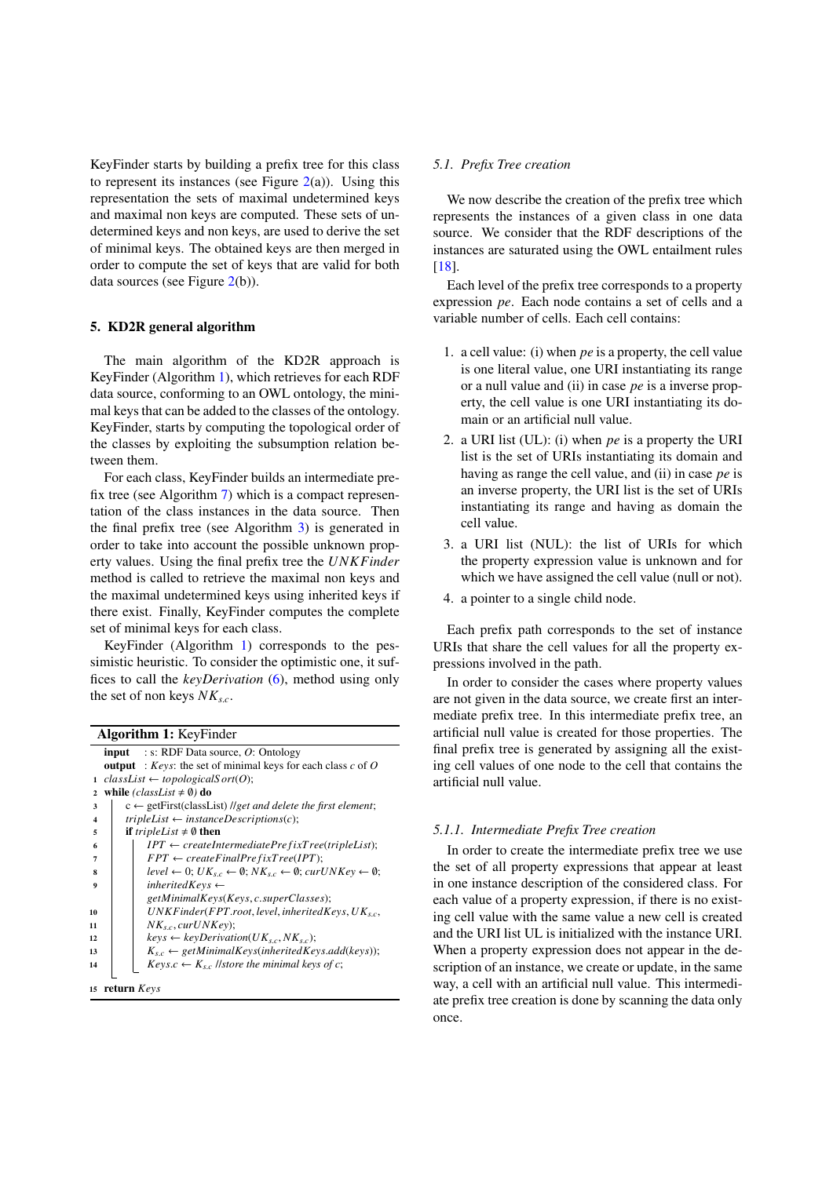KeyFinder starts by building a prefix tree for this class to represent its instances (see Figure 2(a)). Using this representation the sets of maximal undetermined keys and maximal non keys are computed. These sets of undetermined keys and non keys, are used to derive the set of minimal keys. The obtained keys are then merged in order to compute the set of keys that are valid for both data sources (see Figure 2(b)).

## 5. KD2R general algorithm

The main algorithm of the KD2R approach is KeyFinder (Algorithm 1), which retrieves for each RDF data source, conforming to an OWL ontology, the minimal keys that can be added to the classes of the ontology. KeyFinder, starts by computing the topological order of the classes by exploiting the subsumption relation between them.

For each class, KeyFinder builds an intermediate prefix tree (see Algorithm 7) which is a compact representation of the class instances in the data source. Then the final prefix tree (see Algorithm 3) is generated in order to take into account the possible unknown property values. Using the final prefix tree the *UNKFinder* method is called to retrieve the maximal non keys and the maximal undetermined keys using inherited keys if there exist. Finally, KeyFinder computes the complete set of minimal keys for each class.

KeyFinder (Algorithm 1) corresponds to the pessimistic heuristic. To consider the optimistic one, it suffices to call the *keyDerivation* (6), method using only the set of non keys $NK_{s.c}$.

**Algorithm 1:** KeyFinder

```
   input  : s: RDF Data source, O: Ontology
   output : Keys: the set of minimal keys for each class c of O
1  classList ← topologicalSort(O);
2  while (classList ≠ ∅) do
3      c ← getFirst(classList) //get and delete the first element;
4      tripleList ← instanceDescriptions(c);
5      if tripleList ≠ ∅ then
6          IPT ← createIntermediatePrefixTree(tripleList);
7          FPT ← createFinalPrefixTree(IPT);
8          level ← 0; UK_{s.c} ← ∅; NK_{s.c} ← ∅; curUNKey ← ∅;
9          inheritedKeys ←
           getMinimalKeys(Keys, c.superClasses);
10         UNKFinder(FPT.root, level, inheritedKeys, UK_{s.c},
11         NK_{s.c}, curUNKey);
12         keys ← keyDerivation(UK_{s.c}, NK_{s.c});
13         K_{s.c} ← getMinimalKeys(inheritedKeys.add(keys));
14         Keys.c ← K_{s.c} //store the minimal keys of c;
15 return Keys
```

### 5.1. Prefix Tree creation

We now describe the creation of the prefix tree which represents the instances of a given class in one data source. We consider that the RDF descriptions of the instances are saturated using the OWL entailment rules [18].

Each level of the prefix tree corresponds to a property expression *pe*. Each node contains a set of cells and a variable number of cells. Each cell contains:

1. a cell value: (i) when *pe* is a property, the cell value is one literal value, one URI instantiating its range or a null value and (ii) in case *pe* is a inverse property, the cell value is one URI instantiating its domain or an artificial null value.
2. a URI list (UL): (i) when *pe* is a property the URI list is the set of URIs instantiating its domain and having as range the cell value, and (ii) in case *pe* is an inverse property, the URI list is the set of URIs instantiating its range and having as domain the cell value.
3. a URI list (NUL): the list of URIs for which the property expression value is unknown and for which we have assigned the cell value (null or not).
4. a pointer to a single child node.

Each prefix path corresponds to the set of instance URIs that share the cell values for all the property expressions involved in the path.

In order to consider the cases where property values are not given in the data source, we create first an intermediate prefix tree. In this intermediate prefix tree, an artificial null value is created for those properties. The final prefix tree is generated by assigning all the existing cell values of one node to the cell that contains the artificial null value.

#### 5.1.1. Intermediate Prefix Tree creation

In order to create the intermediate prefix tree we use the set of all property expressions that appear at least in one instance description of the considered class. For each value of a property expression, if there is no existing cell value with the same value a new cell is created and the URI list UL is initialized with the instance URI. When a property expression does not appear in the description of an instance, we create or update, in the same way, a cell with an artificial null value. This intermediate prefix tree creation is done by scanning the data only once.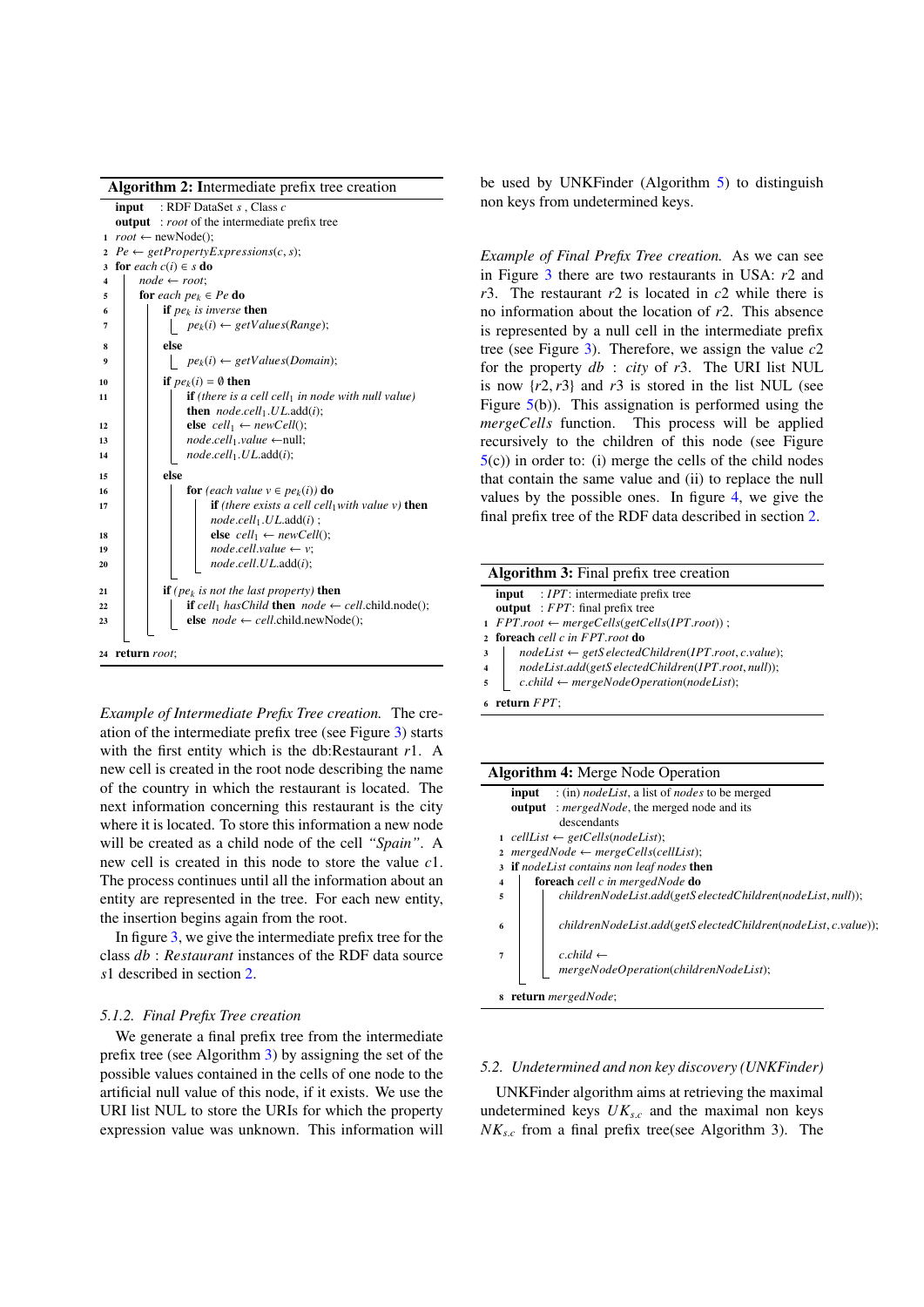**Algorithm 2:** Intermediate prefix tree creation

```
input   : RDF DataSet s , Class c
output  : root of the intermediate prefix tree
1  root ← newNode();
2  Pe ← getPropertyExpressions(c, s);
3  for each c(i) ∈ s do
4      node ← root;
5      for each pe_k ∈ Pe do
6          if pe_k is inverse then
7              pe_k(i) ← getValues(Range);
8          else
9              pe_k(i) ← getValues(Domain);
10         if pe_k(i) = ∅ then
11             if (there is a cell cell_1 in node with null value)
               then node.cell_1.UL.add(i);
12             else cell_1 ← newCell();
13             node.cell_1.value ←null;
14             node.cell_1.UL.add(i);
15         else
16             for (each value v ∈ pe_k(i)) do
17                 if (there exists a cell cell_1 with value v) then
                   node.cell_1.UL.add(i) ;
18                 else cell_1 ← newCell();
19                 node.cell.value ← v;
20                 node.cell.UL.add(i);
21         if (pe_k is not the last property) then
22             if cell_1 hasChild then node ← cell.child.node();
23             else node ← cell.child.newNode();
24 return root;
```

*Example of Intermediate Prefix Tree creation.* The creation of the intermediate prefix tree (see Figure 3) starts with the first entity which is the db:Restaurant $r1$. A new cell is created in the root node describing the name of the country in which the restaurant is located. The next information concerning this restaurant is the city where it is located. To store this information a new node will be created as a child node of the cell *"Spain"*. A new cell is created in this node to store the value $c1$. The process continues until all the information about an entity are represented in the tree. For each new entity, the insertion begins again from the root.

In figure 3, we give the intermediate prefix tree for the class *db* : *Restaurant* instances of the RDF data source $s1$ described in section 2.

### 5.1.2. Final Prefix Tree creation

We generate a final prefix tree from the intermediate prefix tree (see Algorithm 3) by assigning the set of the possible values contained in the cells of one node to the artificial null value of this node, if it exists. We use the URI list NUL to store the URIs for which the property expression value was unknown. This information will be used by UNKFinder (Algorithm 5) to distinguish non keys from undetermined keys.

*Example of Final Prefix Tree creation.* As we can see in Figure 3 there are two restaurants in USA: $r2$ and $r3$. The restaurant $r2$ is located in $c2$ while there is no information about the location of $r2$. This absence is represented by a null cell in the intermediate prefix tree (see Figure 3). Therefore, we assign the value $c2$ for the property $db$ : *city* of $r3$. The URI list NUL is now $\{r2, r3\}$ and $r3$ is stored in the list NUL (see Figure 5(b)). This assignation is performed using the *mergeCells* function. This process will be applied recursively to the children of this node (see Figure 5(c)) in order to: (i) merge the cells of the child nodes that contain the same value and (ii) to replace the null values by the possible ones. In figure 4, we give the final prefix tree of the RDF data described in section 2.

**Algorithm 3:** Final prefix tree creation

```
input   : IPT: intermediate prefix tree
output  : FPT: final prefix tree
1  FPT.root ← mergeCells(getCells(IPT.root)) ;
2  foreach cell c in FPT.root do
3      nodeList ← getSelectedChildren(IPT.root, c.value);
4      nodeList.add(getSelectedChildren(IPT.root, null));
5      c.child ← mergeNodeOperation(nodeList);
6  return FPT;
```

**Algorithm 4:** Merge Node Operation

```
input   : (in) nodeList, a list of nodes to be merged
output  : mergedNode, the merged node and its
          descendants
1  cellList ← getCells(nodeList);
2  mergedNode ← mergeCells(cellList);
3  if nodeList contains non leaf nodes then
4      foreach cell c in mergedNode do
5          childrenNodeList.add(getSelectedChildren(nodeList, null));
6          childrenNodeList.add(getSelectedChildren(nodeList, c.value));
7          c.child ←
           mergeNodeOperation(childrenNodeList);
8  return mergedNode;
```

## 5.2. Undetermined and non key discovery (UNKFinder)

UNKFinder algorithm aims at retrieving the maximal undetermined keys $UK_{s.c}$ and the maximal non keys $NK_{s.c}$ from a final prefix tree(see Algorithm 3). The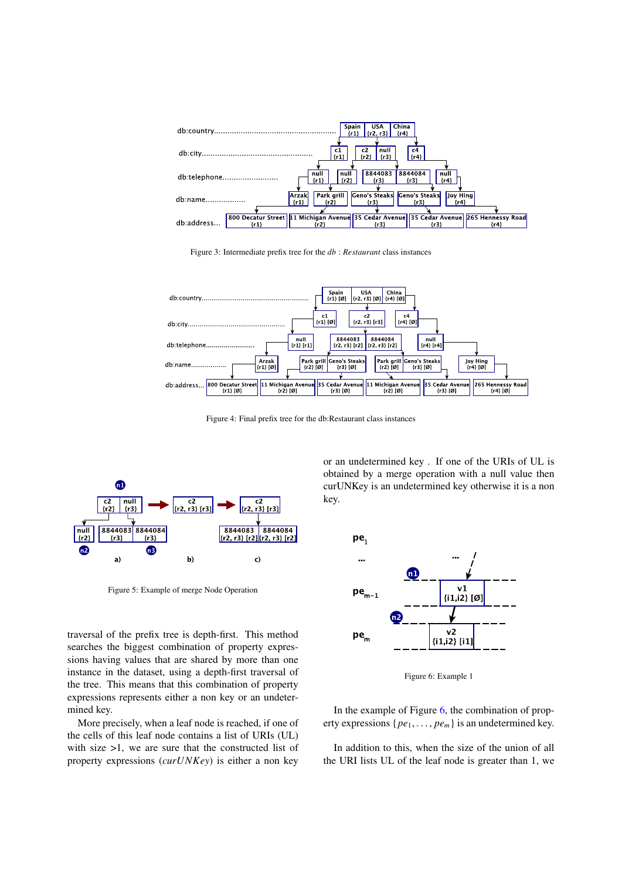Figure 3: Intermediate prefix tree for the $db$ : *Restaurant* class instances

Figure 4: Final prefix tree for the db:Restaurant class instances

Figure 5: Example of merge Node Operation

traversal of the prefix tree is depth-first. This method searches the biggest combination of property expressions having values that are shared by more than one instance in the dataset, using a depth-first traversal of the tree. This means that this combination of property expressions represents either a non key or an undetermined key.

More precisely, when a leaf node is reached, if one of the cells of this leaf node contains a list of URIs (UL) with size >1, we are sure that the constructed list of property expressions (*curUNKey*) is either a non key or an undetermined key . If one of the URIs of UL is obtained by a merge operation with a null value then curUNKey is an undetermined key otherwise it is a non key.

Figure 6: Example 1

In the example of Figure 6, the combination of property expressions $\{pe_1, \ldots, pe_m\}$ is an undetermined key.

In addition to this, when the size of the union of all the URI lists UL of the leaf node is greater than 1, we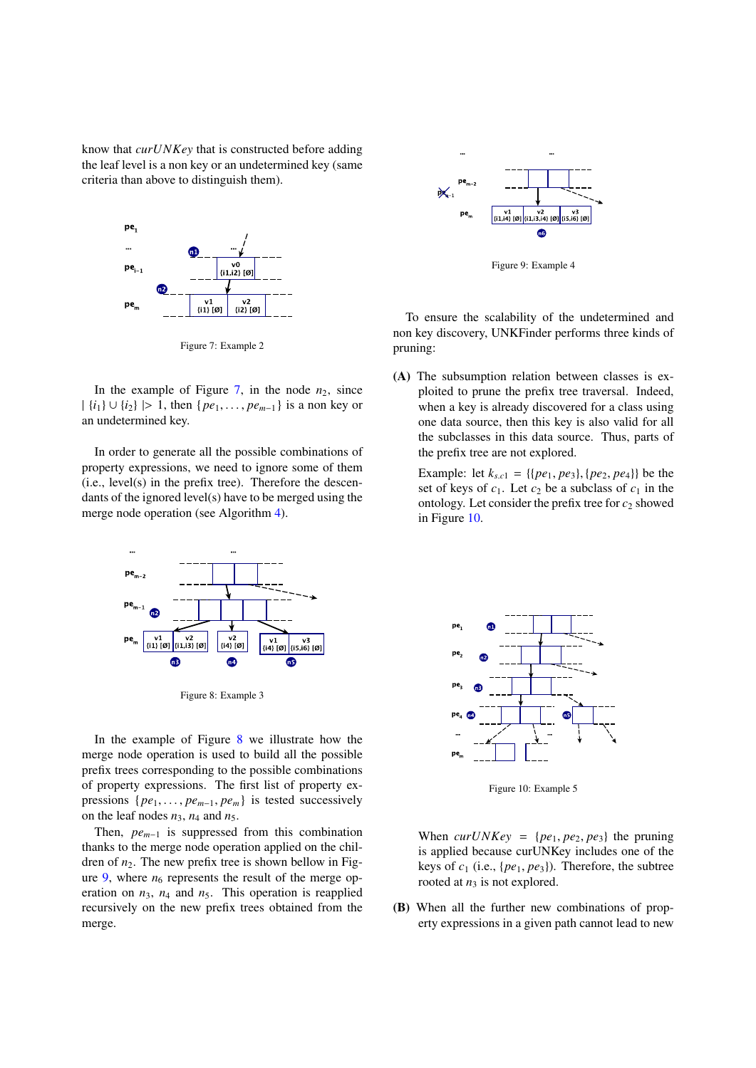know that *curUNKey* that is constructed before adding the leaf level is a non key or an undetermined key (same criteria than above to distinguish them).

Figure 7: Example 2

In the example of Figure 7, in the node $n_2$, since $| \{i_1\} \cup \{i_2\} |> 1$, then $\{pe_1, \ldots, pe_{m-1}\}$ is a non key or an undetermined key.

In order to generate all the possible combinations of property expressions, we need to ignore some of them (i.e., level(s) in the prefix tree). Therefore the descendants of the ignored level(s) have to be merged using the merge node operation (see Algorithm 4).

Figure 8: Example 3

In the example of Figure 8 we illustrate how the merge node operation is used to build all the possible prefix trees corresponding to the possible combinations of property expressions. The first list of property expressions $\{pe_1, \ldots, pe_{m-1}, pe_m\}$ is tested successively on the leaf nodes $n_3$, $n_4$ and $n_5$.

Then, $pe_{m-1}$ is suppressed from this combination thanks to the merge node operation applied on the children of $n_2$. The new prefix tree is shown bellow in Figure 9, where $n_6$ represents the result of the merge operation on $n_3$, $n_4$ and $n_5$. This operation is reapplied recursively on the new prefix trees obtained from the merge.

Figure 9: Example 4

To ensure the scalability of the undetermined and non key discovery, UNKFinder performs three kinds of pruning:

**(A)** The subsumption relation between classes is exploited to prune the prefix tree traversal. Indeed, when a key is already discovered for a class using one data source, then this key is also valid for all the subclasses in this data source. Thus, parts of the prefix tree are not explored.

Example: let $k_{s.c1} = \{\{pe_1, pe_3\}, \{pe_2, pe_4\}\}$ be the set of keys of $c_1$. Let $c_2$ be a subclass of $c_1$ in the ontology. Let consider the prefix tree for $c_2$ showed in Figure 10.

Figure 10: Example 5

When $curUNKey = \{pe_1, pe_2, pe_3\}$ the pruning is applied because curUNKey includes one of the keys of $c_1$ (i.e., $\{pe_1, pe_3\}$). Therefore, the subtree rooted at $n_3$ is not explored.

**(B)** When all the further new combinations of property expressions in a given path cannot lead to new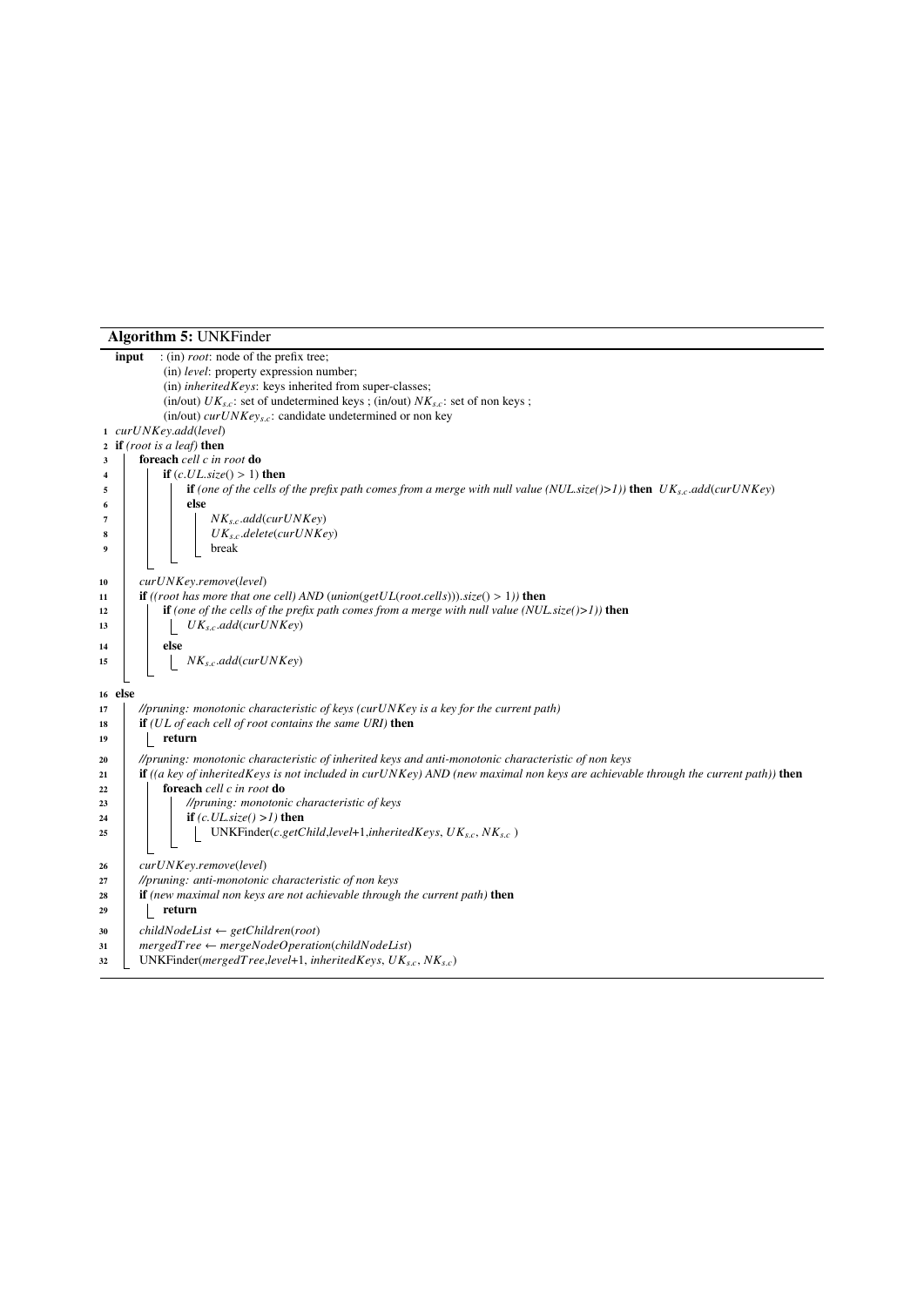**Algorithm 5:** UNKFinder

```
input   : (in) root: node of the prefix tree;
          (in) level: property expression number;
          (in) inheritedKeys: keys inherited from super-classes;
          (in/out) UK_{s.c}: set of undetermined keys ; (in/out) NK_{s.c}: set of non keys ;
          (in/out) curUNKey_{s.c}: candidate undetermined or non key
1  curUNKey.add(level)
2  if (root is a leaf) then
3      foreach cell c in root do
4          if (c.UL.size() > 1) then
5              if (one of the cells of the prefix path comes from a merge with null value (NUL.size()>1)) then  UK_{s.c}.add(curUNKey)
6              else
7                  NK_{s.c}.add(curUNKey)
8                  UK_{s.c}.delete(curUNKey)
9                  break
10     curUNKey.remove(level)
11     if ((root has more that one cell) AND (union(getUL(root.cells))).size() > 1)) then
12         if (one of the cells of the prefix path comes from a merge with null value (NUL.size()>1)) then
13             UK_{s.c}.add(curUNKey)
14         else
15             NK_{s.c}.add(curUNKey)
16 else
17     //pruning: monotonic characteristic of keys (curUNKey is a key for the current path)
18     if (UL of each cell of root contains the same URI) then
19         return
20     //pruning: monotonic characteristic of inherited keys and anti-monotonic characteristic of non keys
21     if ((a key of inheritedKeys is not included in curUNKey) AND (new maximal non keys are achievable through the current path)) then
22         foreach cell c in root do
23             //pruning: monotonic characteristic of keys
24             if (c.UL.size() >1) then
25                 UNKFinder(c.getChild,level+1,inheritedKeys, UK_{s.c}, NK_{s.c} )
26     curUNKey.remove(level)
27     //pruning: anti-monotonic characteristic of non keys
28     if (new maximal non keys are not achievable through the current path) then
29         return
30     childNodeList ← getChildren(root)
31     mergedTree ← mergeNodeOperation(childNodeList)
32     UNKFinder(mergedTree,level+1, inheritedKeys, UK_{s.c}, NK_{s.c})
```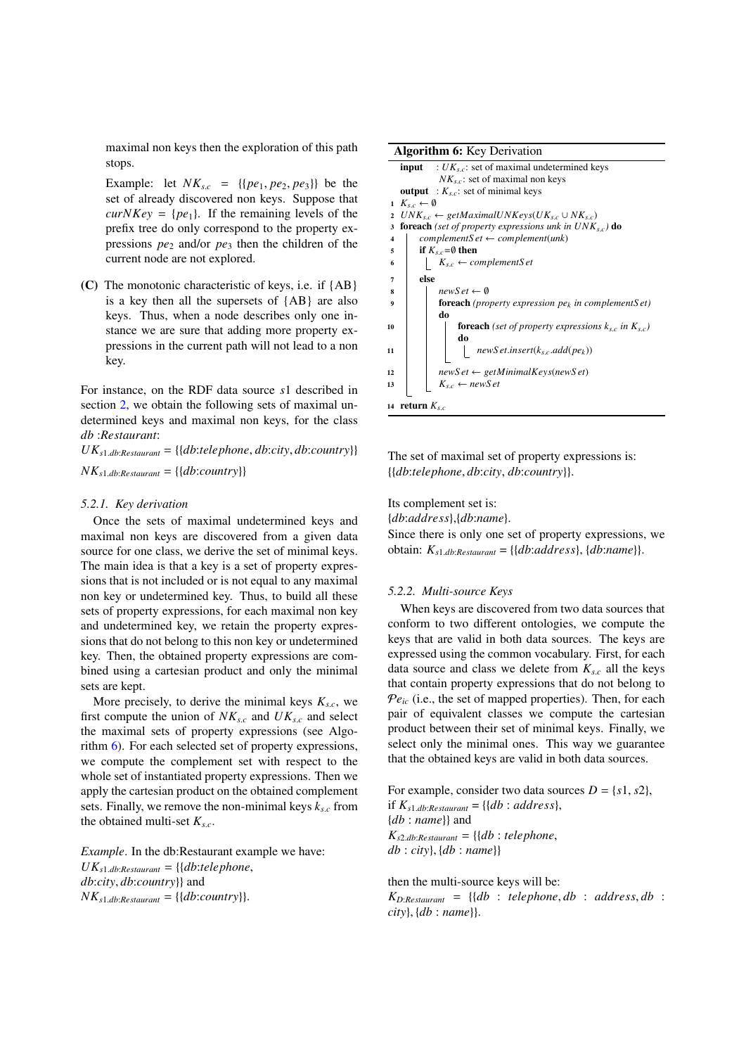maximal non keys then the exploration of this path stops.

Example: let $NK_{s.c} = \{\{pe_1, pe_2, pe_3\}\}$ be the set of already discovered non keys. Suppose that $curNKey = \{pe_1\}$. If the remaining levels of the prefix tree do only correspond to the property expressions $pe_2$ and/or $pe_3$ then the children of the current node are not explored.

**(C)** The monotonic characteristic of keys, i.e. if {AB} is a key then all the supersets of {AB} are also keys. Thus, when a node describes only one instance we are sure that adding more property expressions in the current path will not lead to a non key.

For instance, on the RDF data source $s1$ described in section 2, we obtain the following sets of maximal undetermined keys and maximal non keys, for the class $db:Restaurant$:

$UK_{s1.db:Restaurant} = \{\{db{:}telephone, db{:}city, db{:}country\}\}$

$NK_{s1.db:Restaurant} = \{\{db{:}country\}\}$

### 5.2.1. Key derivation

Once the sets of maximal undetermined keys and maximal non keys are discovered from a given data source for one class, we derive the set of minimal keys. The main idea is that a key is a set of property expressions that is not included or is not equal to any maximal non key or undetermined key. To build all these sets of property expressions, for each maximal non key and undetermined key, we retain the property expressions that do not belong to this non key or undetermined key. Then, the obtained property expressions are combined using a cartesian product and only the minimal sets are kept.

More precisely, to derive the minimal keys $K_{s.c}$, we first compute the union of $NK_{s.c}$ and $UK_{s.c}$ and select the maximal sets of property expressions (see Algorithm 6). For each selected set of property expressions, we compute the complement set with respect to the whole set of instantiated property expressions. Then we apply the cartesian product on the obtained complement sets. Finally, we remove the non-minimal keys $k_{s.c}$ from the obtained multi-set $K_{s.c}$.

*Example*. In the db:Restaurant example we have:
$UK_{s1.db:Restaurant} = \{\{db{:}telephone, db{:}city, db{:}country\}\}$ and
$NK_{s1.db:Restaurant} = \{\{db{:}country\}\}$.

**Algorithm 6:** Key Derivation

```
input  : UK_{s.c}: set of maximal undetermined keys
         NK_{s.c}: set of maximal non keys
output : K_{s.c}: set of minimal keys
1  K_{s.c} ← ∅
2  UNK_{s.c} ← getMaximalUNKeys(UK_{s.c} ∪ NK_{s.c})
3  foreach (set of property expressions unk in UNK_{s.c}) do
4      complementSet ← complement(unk)
5      if K_{s.c}=∅ then
6          K_{s.c} ← complementSet
       else
7
8          newSet ← ∅
9          foreach (property expression pe_k in complementSet)
           do
10             foreach (set of property expressions k_{s.c} in K_{s.c})
               do
11                 newSet.insert(k_{s.c}.add(pe_k))
12         newSet ← getMinimalKeys(newSet)
13         K_{s.c} ← newSet
14 return K_{s.c}
```

The set of maximal set of property expressions is:
$\{\{db{:}telephone, db{:}city, db{:}country\}\}$.

Its complement set is:
$\{db{:}address\}$,$\{db{:}name\}$.

Since there is only one set of property expressions, we obtain: $K_{s1.db:Restaurant} = \{\{db{:}address\}, \{db{:}name\}\}$.

### 5.2.2. Multi-source Keys

When keys are discovered from two data sources that conform to two different ontologies, we compute the keys that are valid in both data sources. The keys are expressed using the common vocabulary. First, for each data source and class we delete from $K_{s.c}$ all the keys that contain property expressions that do not belong to $\mathcal{P}e_{ic}$ (i.e., the set of mapped properties). Then, for each pair of equivalent classes we compute the cartesian product between their set of minimal keys. Finally, we select only the minimal ones. This way we guarantee that the obtained keys are valid in both data sources.

For example, consider two data sources $D = \{s1, s2\}$, if $K_{s1.db:Restaurant} = \{\{db : address\}, \{db : name\}\}$ and
$K_{s2.db:Restaurant} = \{\{db : telephone, db : city\}, \{db : name\}\}$

then the multi-source keys will be:
$K_{D:Restaurant} = \{\{db : telephone, db : address, db : city\}, \{db : name\}\}$.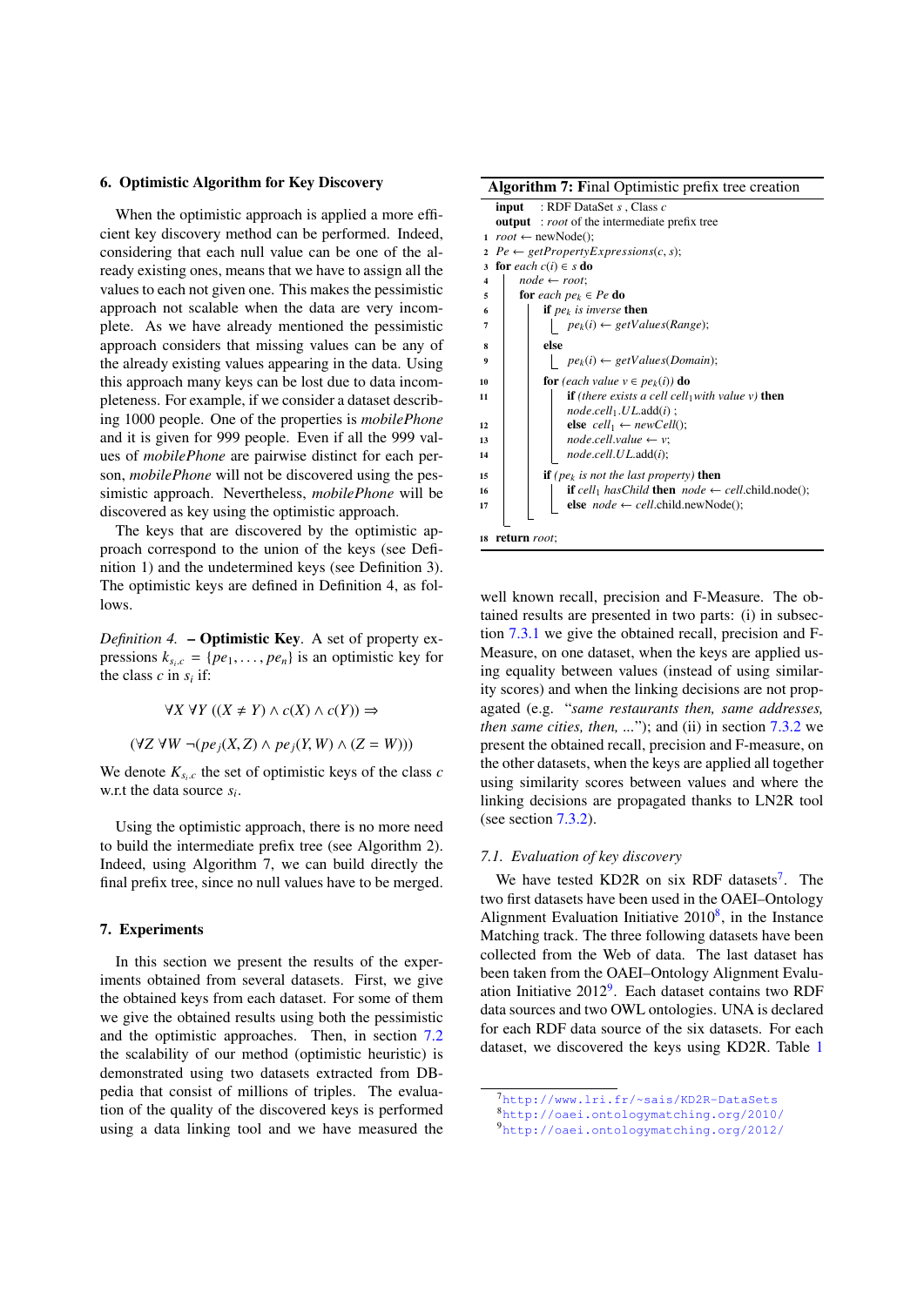## 6. Optimistic Algorithm for Key Discovery

When the optimistic approach is applied a more efficient key discovery method can be performed. Indeed, considering that each null value can be one of the already existing ones, means that we have to assign all the values to each not given one. This makes the pessimistic approach not scalable when the data are very incomplete. As we have already mentioned the pessimistic approach considers that missing values can be any of the already existing values appearing in the data. Using this approach many keys can be lost due to data incompleteness. For example, if we consider a dataset describing 1000 people. One of the properties is *mobilePhone* and it is given for 999 people. Even if all the 999 values of *mobilePhone* are pairwise distinct for each person, *mobilePhone* will not be discovered using the pessimistic approach. Nevertheless, *mobilePhone* will be discovered as key using the optimistic approach.

The keys that are discovered by the optimistic approach correspond to the union of the keys (see Definition 1) and the undetermined keys (see Definition 3). The optimistic keys are defined in Definition 4, as follows.

*Definition 4.* **– Optimistic Key**. A set of property expressions $k_{s_i.c} = \{pe_1, \ldots, pe_n\}$ is an optimistic key for the class $c$ in $s_i$ if:

$$\forall X \; \forall Y \; ((X \neq Y) \wedge c(X) \wedge c(Y)) \Rightarrow$$

$$(\forall Z \; \forall W \; \neg(pe_j(X, Z) \wedge pe_j(Y, W) \wedge (Z = W)))$$

We denote $K_{s_i.c}$ the set of optimistic keys of the class $c$ w.r.t the data source $s_i$.

Using the optimistic approach, there is no more need to build the intermediate prefix tree (see Algorithm 2). Indeed, using Algorithm 7, we can build directly the final prefix tree, since no null values have to be merged.

**Algorithm 7:** Final Optimistic prefix tree creation

```
input  : RDF DataSet s , Class c
output : root of the intermediate prefix tree
1  root ← newNode();
2  Pe ← getPropertyExpressions(c, s);
3  for each c(i) ∈ s do
4      node ← root;
5      for each pe_k ∈ Pe do
6          if pe_k is inverse then
7              pe_k(i) ← getValues(Range);
8          else
9              pe_k(i) ← getValues(Domain);
10         for (each value v ∈ pe_k(i)) do
11             if (there exists a cell cell_1 with value v) then
                   node.cell_1.UL.add(i) ;
12             else cell_1 ← newCell();
13             node.cell.value ← v;
14             node.cell.UL.add(i);
15         if (pe_k is not the last property) then
16             if cell_1 hasChild then node ← cell.child.node();
17             else node ← cell.child.newNode();
18 return root;
```

## 7. Experiments

In this section we present the results of the experiments obtained from several datasets. First, we give the obtained keys from each dataset. For some of them we give the obtained results using both the pessimistic and the optimistic approaches. Then, in section 7.2 the scalability of our method (optimistic heuristic) is demonstrated using two datasets extracted from DBpedia that consist of millions of triples. The evaluation of the quality of the discovered keys is performed using a data linking tool and we have measured the well known recall, precision and F-Measure. The obtained results are presented in two parts: (i) in subsection 7.3.1 we give the obtained recall, precision and F-Measure, on one dataset, when the keys are applied using equality between values (instead of using similarity scores) and when the linking decisions are not propagated (e.g. "*same restaurants then, same addresses, then same cities, then, ...*"); and (ii) in section 7.3.2 we present the obtained recall, precision and F-measure, on the other datasets, when the keys are applied all together using similarity scores between values and where the linking decisions are propagated thanks to LN2R tool (see section 7.3.2).

### 7.1. Evaluation of key discovery

We have tested KD2R on six RDF datasets[7]. The two first datasets have been used in the OAEI–Ontology Alignment Evaluation Initiative 2010[8], in the Instance Matching track. The three following datasets have been collected from the Web of data. The last dataset has been taken from the OAEI–Ontology Alignment Evaluation Initiative 2012[9]. Each dataset contains two RDF data sources and two OWL ontologies. UNA is declared for each RDF data source of the six datasets. For each dataset, we discovered the keys using KD2R. Table 1

[7] http://www.lri.fr/~sais/KD2R-DataSets

[8] http://oaei.ontologymatching.org/2010/

[9] http://oaei.ontologymatching.org/2012/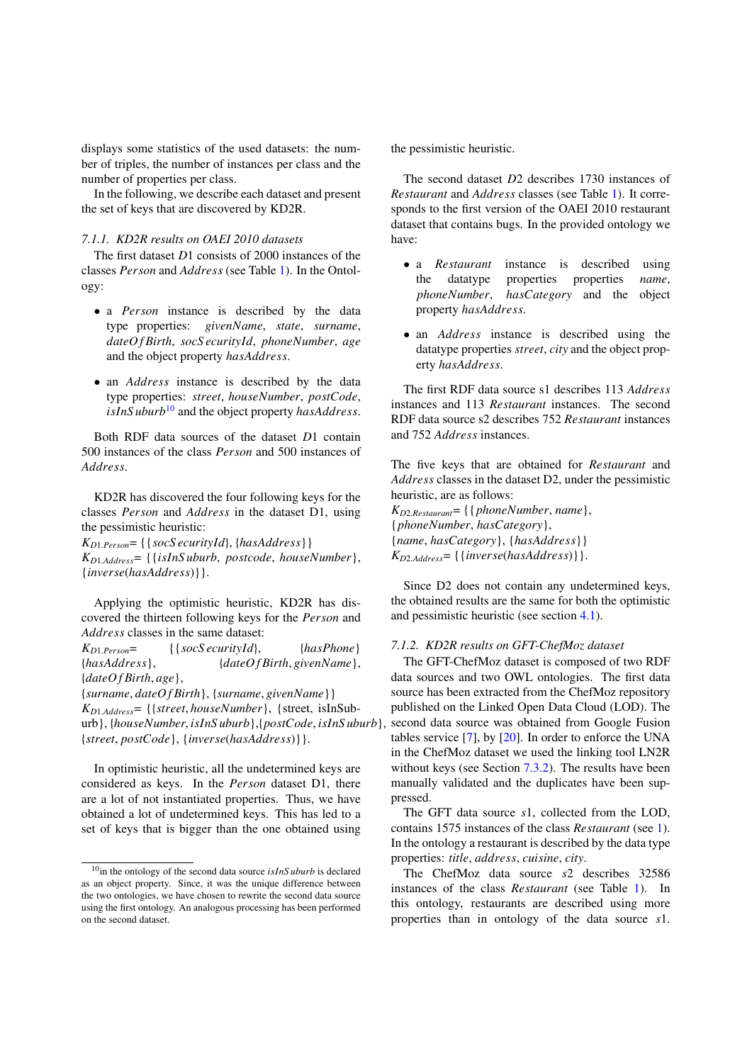displays some statistics of the used datasets: the number of triples, the number of instances per class and the number of properties per class.

In the following, we describe each dataset and present the set of keys that are discovered by KD2R.

#### 7.1.1. KD2R results on OAEI 2010 datasets

The first dataset $D1$ consists of 2000 instances of the classes *Person* and *Address* (see Table 1). In the Ontology:

- a *Person* instance is described by the data type properties: *givenName*, *state*, *surname*, *dateOfBirth*, *socSecurityId*, *phoneNumber*, *age* and the object property *hasAddress*.
- an *Address* instance is described by the data type properties: *street*, *houseNumber*, *postCode*, *isInSuburb*[10] and the object property *hasAddress*.

Both RDF data sources of the dataset $D1$ contain 500 instances of the class *Person* and 500 instances of *Address*.

KD2R has discovered the four following keys for the classes *Person* and *Address* in the dataset D1, using the pessimistic heuristic:
$K_{D1.Person}$= {{*socSecurityId*}, {*hasAddress*}}
$K_{D1.Address}$= {{*isInSuburb*, *postcode*, *houseNumber*}, {*inverse*(*hasAddress*)}}.

Applying the optimistic heuristic, KD2R has discovered the thirteen following keys for the *Person* and *Address* classes in the same dataset:
$K_{D1.Person}$= {{*socSecurityId*}, {*hasPhone*} {*hasAddress*}, {*dateOfBirth*, *givenName*}, {*dateOfBirth*, *age*}, {*surname*, *dateOfBirth*}, {*surname*, *givenName*}}
$K_{D1.Address}$= {{*street*, *houseNumber*}, {street, isInSuburb}, {*houseNumber*, *isInSuburb*},{*postCode*, *isInSuburb*}, {*street*, *postCode*}, {*inverse*(*hasAddress*)}}.

In optimistic heuristic, all the undetermined keys are considered as keys. In the *Person* dataset D1, there are a lot of not instantiated properties. Thus, we have obtained a lot of undetermined keys. This has led to a set of keys that is bigger than the one obtained using the pessimistic heuristic.

The second dataset $D2$ describes 1730 instances of *Restaurant* and *Address* classes (see Table 1). It corresponds to the first version of the OAEI 2010 restaurant dataset that contains bugs. In the provided ontology we have:

- a *Restaurant* instance is described using the datatype properties properties *name*, *phoneNumber*, *hasCategory* and the object property *hasAddress*.
- an *Address* instance is described using the datatype properties *street*, *city* and the object property *hasAddress*.

The first RDF data source s1 describes 113 *Address* instances and 113 *Restaurant* instances. The second RDF data source s2 describes 752 *Restaurant* instances and 752 *Address* instances.

The five keys that are obtained for *Restaurant* and *Address* classes in the dataset D2, under the pessimistic heuristic, are as follows:
$K_{D2.Restaurant}$= {{*phoneNumber*, *name*}, {*phoneNumber*, *hasCategory*}, {*name*, *hasCategory*}, {*hasAddress*}}
$K_{D2.Address}$= {{*inverse*(*hasAddress*)}}.

Since D2 does not contain any undetermined keys, the obtained results are the same for both the optimistic and pessimistic heuristic (see section 4.1).

#### 7.1.2. KD2R results on GFT-ChefMoz dataset

The GFT-ChefMoz dataset is composed of two RDF data sources and two OWL ontologies. The first data source has been extracted from the ChefMoz repository published on the Linked Open Data Cloud (LOD). The second data source was obtained from Google Fusion tables service [7], by [20]. In order to enforce the UNA in the ChefMoz dataset we used the linking tool LN2R without keys (see Section 7.3.2). The results have been manually validated and the duplicates have been suppressed.

The GFT data source $s1$, collected from the LOD, contains 1575 instances of the class *Restaurant* (see 1). In the ontology a restaurant is described by the data type properties: *title*, *address*, *cuisine*, *city*.

The ChefMoz data source $s2$ describes 32586 instances of the class *Restaurant* (see Table 1). In this ontology, restaurants are described using more properties than in ontology of the data source $s1$.

[10] in the ontology of the second data source *isInSuburb* is declared as an object property. Since, it was the unique difference between the two ontologies, we have chosen to rewrite the second data source using the first ontology. An analogous processing has been performed on the second dataset.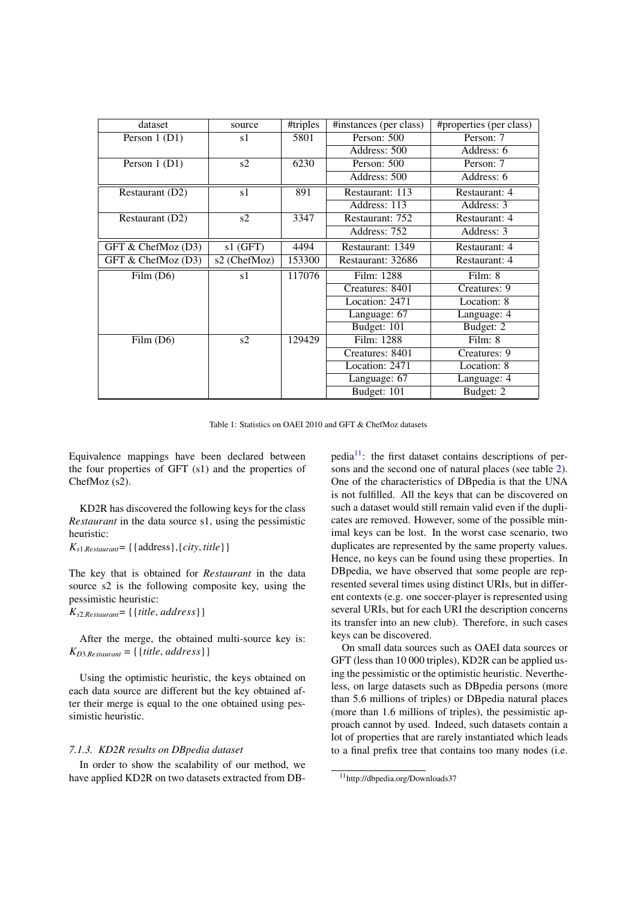| dataset | source | #triples | #instances (per class) | #properties (per class) |
|---|---|---|---|---|
| Person 1 (D1) | s1 | 5801 | Person: 500 | Person: 7 |
| | | | Address: 500 | Address: 6 |
| Person 1 (D1) | s2 | 6230 | Person: 500 | Person: 7 |
| | | | Address: 500 | Address: 6 |
| Restaurant (D2) | s1 | 891 | Restaurant: 113 | Restaurant: 4 |
| | | | Address: 113 | Address: 3 |
| Restaurant (D2) | s2 | 3347 | Restaurant: 752 | Restaurant: 4 |
| | | | Address: 752 | Address: 3 |
| GFT & ChefMoz (D3) | s1 (GFT) | 4494 | Restaurant: 1349 | Restaurant: 4 |
| GFT & ChefMoz (D3) | s2 (ChefMoz) | 153300 | Restaurant: 32686 | Restaurant: 4 |
| Film (D6) | s1 | 117076 | Film: 1288 | Film: 8 |
| | | | Creatures: 8401 | Creatures: 9 |
| | | | Location: 2471 | Location: 8 |
| | | | Language: 67 | Language: 4 |
| | | | Budget: 101 | Budget: 2 |
| Film (D6) | s2 | 129429 | Film: 1288 | Film: 8 |
| | | | Creatures: 8401 | Creatures: 9 |
| | | | Location: 2471 | Location: 8 |
| | | | Language: 67 | Language: 4 |
| | | | Budget: 101 | Budget: 2 |

Table 1: Statistics on OAEI 2010 and GFT & ChefMoz datasets

Equivalence mappings have been declared between the four properties of GFT (s1) and the properties of ChefMoz (s2).

KD2R has discovered the following keys for the class *Restaurant* in the data source s1, using the pessimistic heuristic:
$K_{s1.Restaurant}$= {{address},{*city*, *title*}}

The key that is obtained for *Restaurant* in the data source s2 is the following composite key, using the pessimistic heuristic:
$K_{s2.Restaurant}$= {{*title*, *address*}}

After the merge, the obtained multi-source key is: $K_{D3.Restaurant}$ = {{*title*, *address*}}

Using the optimistic heuristic, the keys obtained on each data source are different but the key obtained after their merge is equal to the one obtained using pessimistic heuristic.

### 7.1.3. KD2R results on DBpedia dataset

In order to show the scalability of our method, we have applied KD2R on two datasets extracted from DBpedia[11]: the first dataset contains descriptions of persons and the second one of natural places (see table 2). One of the characteristics of DBpedia is that the UNA is not fulfilled. All the keys that can be discovered on such a dataset would still remain valid even if the duplicates are removed. However, some of the possible minimal keys can be lost. In the worst case scenario, two duplicates are represented by the same property values. Hence, no keys can be found using these properties. In DBpedia, we have observed that some people are represented several times using distinct URIs, but in different contexts (e.g. one soccer-player is represented using several URIs, but for each URI the description concerns its transfer into an new club). Therefore, in such cases keys can be discovered.

On small data sources such as OAEI data sources or GFT (less than 10 000 triples), KD2R can be applied using the pessimistic or the optimistic heuristic. Nevertheless, on large datasets such as DBpedia persons (more than 5.6 millions of triples) or DBpedia natural places (more than 1.6 millions of triples), the pessimistic approach cannot by used. Indeed, such datasets contain a lot of properties that are rarely instantiated which leads to a final prefix tree that contains too many nodes (i.e.

[11] http://dbpedia.org/Downloads37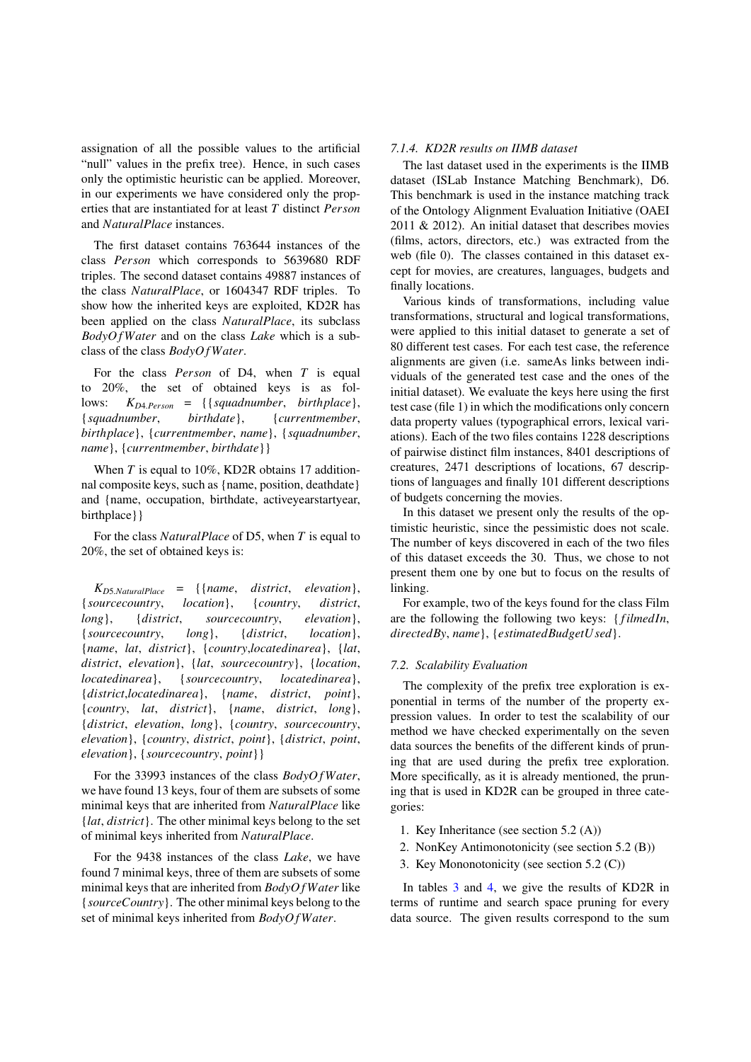assignation of all the possible values to the artificial "null" values in the prefix tree). Hence, in such cases only the optimistic heuristic can be applied. Moreover, in our experiments we have considered only the properties that are instantiated for at least $T$ distinct *Person* and *NaturalPlace* instances.

The first dataset contains 763644 instances of the class *Person* which corresponds to 5639680 RDF triples. The second dataset contains 49887 instances of the class *NaturalPlace*, or 1604347 RDF triples. To show how the inherited keys are exploited, KD2R has been applied on the class *NaturalPlace*, its subclass *BodyOfWater* and on the class *Lake* which is a subclass of the class *BodyOfWater*.

For the class *Person* of D4, when $T$ is equal to 20%, the set of obtained keys is as follows: $K_{D4.Person}$ = {{*squadnumber*, *birthplace*}, {*squadnumber*, *birthdate*}, {*currentmember*, *birthplace*}, {*currentmember*, *name*}, {*squadnumber*, *name*}, {*currentmember*, *birthdate*}}

When $T$ is equal to 10%, KD2R obtains 17 additionnal composite keys, such as {name, position, deathdate} and {name, occupation, birthdate, activeyearstartyear, birthplace}}

For the class *NaturalPlace* of D5, when $T$ is equal to 20%, the set of obtained keys is:

$K_{D5.NaturalPlace}$ = {{*name*, *district*, *elevation*}, {*sourcecountry*, *location*}, {*country*, *district*, *long*}, {*district*, *sourcecountry*, *elevation*}, {*sourcecountry*, *long*}, {*district*, *location*}, {*name*, *lat*, *district*}, {*country*,*locatedinarea*}, {*lat*, *district*, *elevation*}, {*lat*, *sourcecountry*}, {*location*, *locatedinarea*}, {*sourcecountry*, *locatedinarea*}, {*district*,*locatedinarea*}, {*name*, *district*, *point*}, {*country*, *lat*, *district*}, {*name*, *district*, *long*}, {*district*, *elevation*, *long*}, {*country*, *sourcecountry*, *elevation*}, {*country*, *district*, *point*}, {*district*, *point*, *elevation*}, {*sourcecountry*, *point*}}

For the 33993 instances of the class *BodyOfWater*, we have found 13 keys, four of them are subsets of some minimal keys that are inherited from *NaturalPlace* like {*lat*, *district*}. The other minimal keys belong to the set of minimal keys inherited from *NaturalPlace*.

For the 9438 instances of the class *Lake*, we have found 7 minimal keys, three of them are subsets of some minimal keys that are inherited from *BodyOfWater* like {*sourceCountry*}. The other minimal keys belong to the set of minimal keys inherited from *BodyOfWater*.

#### 7.1.4. KD2R results on IIMB dataset

The last dataset used in the experiments is the IIMB dataset (ISLab Instance Matching Benchmark), D6. This benchmark is used in the instance matching track of the Ontology Alignment Evaluation Initiative (OAEI 2011 & 2012). An initial dataset that describes movies (films, actors, directors, etc.) was extracted from the web (file 0). The classes contained in this dataset except for movies, are creatures, languages, budgets and finally locations.

Various kinds of transformations, including value transformations, structural and logical transformations, were applied to this initial dataset to generate a set of 80 different test cases. For each test case, the reference alignments are given (i.e. sameAs links between individuals of the generated test case and the ones of the initial dataset). We evaluate the keys here using the first test case (file 1) in which the modifications only concern data property values (typographical errors, lexical variations). Each of the two files contains 1228 descriptions of pairwise distinct film instances, 8401 descriptions of creatures, 2471 descriptions of locations, 67 descriptions of languages and finally 101 different descriptions of budgets concerning the movies.

In this dataset we present only the results of the optimistic heuristic, since the pessimistic does not scale. The number of keys discovered in each of the two files of this dataset exceeds the 30. Thus, we chose to not present them one by one but to focus on the results of linking.

For example, two of the keys found for the class Film are the following two keys: {*filmedIn*, *directedBy*, *name*}, {*estimatedBudgetUsed*}.

### 7.2. Scalability Evaluation

The complexity of the prefix tree exploration is exponential in terms of the number of the property expression values. In order to test the scalability of our method we have checked experimentally on the seven data sources the benefits of the different kinds of pruning that are used during the prefix tree exploration. More specifically, as it is already mentioned, the pruning that is used in KD2R can be grouped in three categories:

1. Key Inheritance (see section 5.2 (A))
2. NonKey Antimonotonicity (see section 5.2 (B))
3. Key Mononotonicity (see section 5.2 (C))

In tables 3 and 4, we give the results of KD2R in terms of runtime and search space pruning for every data source. The given results correspond to the sum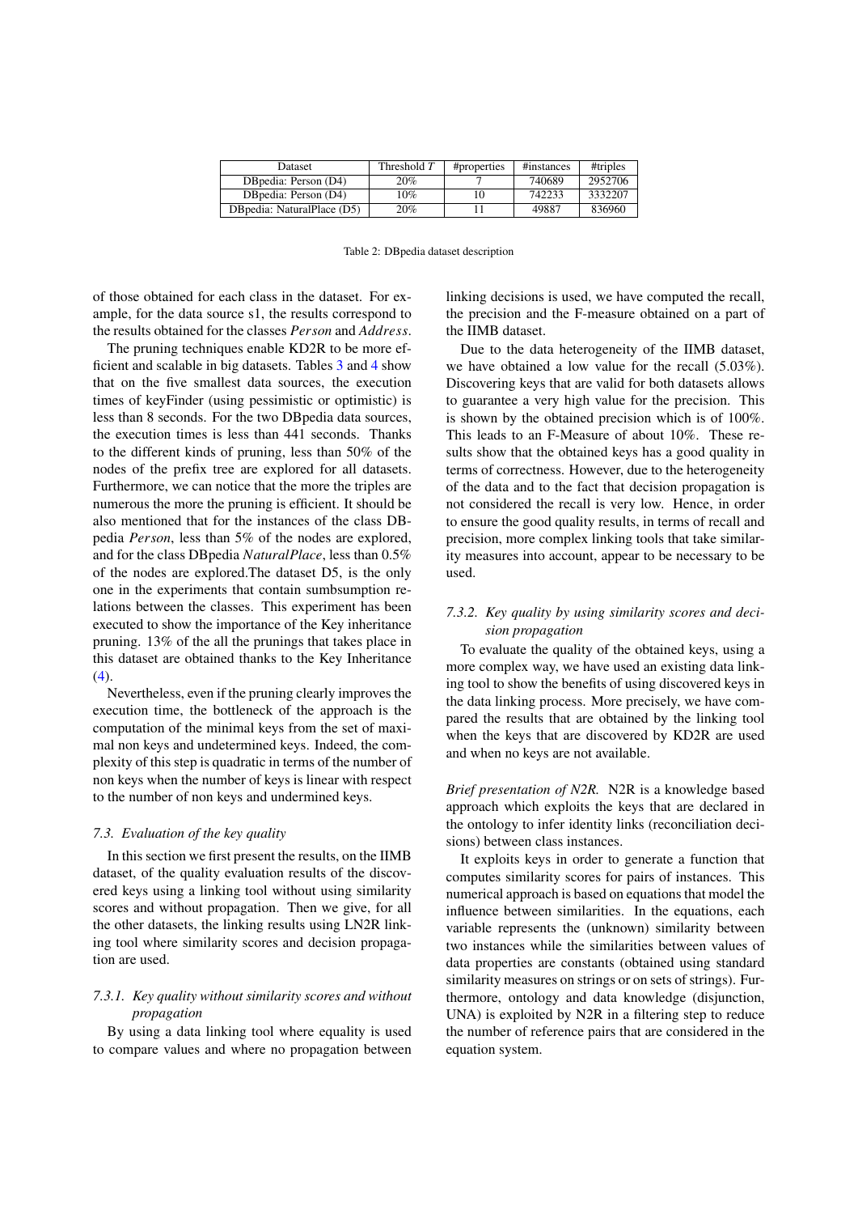| Dataset | Threshold $T$ | #properties | #instances | #triples |
|---|---|---|---|---|
| DBpedia: Person (D4) | 20% | 7 | 740689 | 2952706 |
| DBpedia: Person (D4) | 10% | 10 | 742233 | 3332207 |
| DBpedia: NaturalPlace (D5) | 20% | 11 | 49887 | 836960 |

Table 2: DBpedia dataset description

of those obtained for each class in the dataset. For example, for the data source s1, the results correspond to the results obtained for the classes *Person* and *Address*.

The pruning techniques enable KD2R to be more efficient and scalable in big datasets. Tables 3 and 4 show that on the five smallest data sources, the execution times of keyFinder (using pessimistic or optimistic) is less than 8 seconds. For the two DBpedia data sources, the execution times is less than 441 seconds. Thanks to the different kinds of pruning, less than 50% of the nodes of the prefix tree are explored for all datasets. Furthermore, we can notice that the more the triples are numerous the more the pruning is efficient. It should be also mentioned that for the instances of the class DBpedia *Person*, less than 5% of the nodes are explored, and for the class DBpedia *NaturalPlace*, less than 0.5% of the nodes are explored.The dataset D5, is the only one in the experiments that contain sumbsumption relations between the classes. This experiment has been executed to show the importance of the Key inheritance pruning. 13% of the all the prunings that takes place in this dataset are obtained thanks to the Key Inheritance (4).

Nevertheless, even if the pruning clearly improves the execution time, the bottleneck of the approach is the computation of the minimal keys from the set of maximal non keys and undetermined keys. Indeed, the complexity of this step is quadratic in terms of the number of non keys when the number of keys is linear with respect to the number of non keys and undermined keys.

### 7.3. Evaluation of the key quality

In this section we first present the results, on the IIMB dataset, of the quality evaluation results of the discovered keys using a linking tool without using similarity scores and without propagation. Then we give, for all the other datasets, the linking results using LN2R linking tool where similarity scores and decision propagation are used.

#### 7.3.1. Key quality without similarity scores and without propagation

By using a data linking tool where equality is used to compare values and where no propagation between linking decisions is used, we have computed the recall, the precision and the F-measure obtained on a part of the IIMB dataset.

Due to the data heterogeneity of the IIMB dataset, we have obtained a low value for the recall (5.03%). Discovering keys that are valid for both datasets allows to guarantee a very high value for the precision. This is shown by the obtained precision which is of 100%. This leads to an F-Measure of about 10%. These results show that the obtained keys has a good quality in terms of correctness. However, due to the heterogeneity of the data and to the fact that decision propagation is not considered the recall is very low. Hence, in order to ensure the good quality results, in terms of recall and precision, more complex linking tools that take similarity measures into account, appear to be necessary to be used.

#### 7.3.2. Key quality by using similarity scores and decision propagation

To evaluate the quality of the obtained keys, using a more complex way, we have used an existing data linking tool to show the benefits of using discovered keys in the data linking process. More precisely, we have compared the results that are obtained by the linking tool when the keys that are discovered by KD2R are used and when no keys are not available.

*Brief presentation of N2R.* N2R is a knowledge based approach which exploits the keys that are declared in the ontology to infer identity links (reconciliation decisions) between class instances.

It exploits keys in order to generate a function that computes similarity scores for pairs of instances. This numerical approach is based on equations that model the influence between similarities. In the equations, each variable represents the (unknown) similarity between two instances while the similarities between values of data properties are constants (obtained using standard similarity measures on strings or on sets of strings). Furthermore, ontology and data knowledge (disjunction, UNA) is exploited by N2R in a filtering step to reduce the number of reference pairs that are considered in the equation system.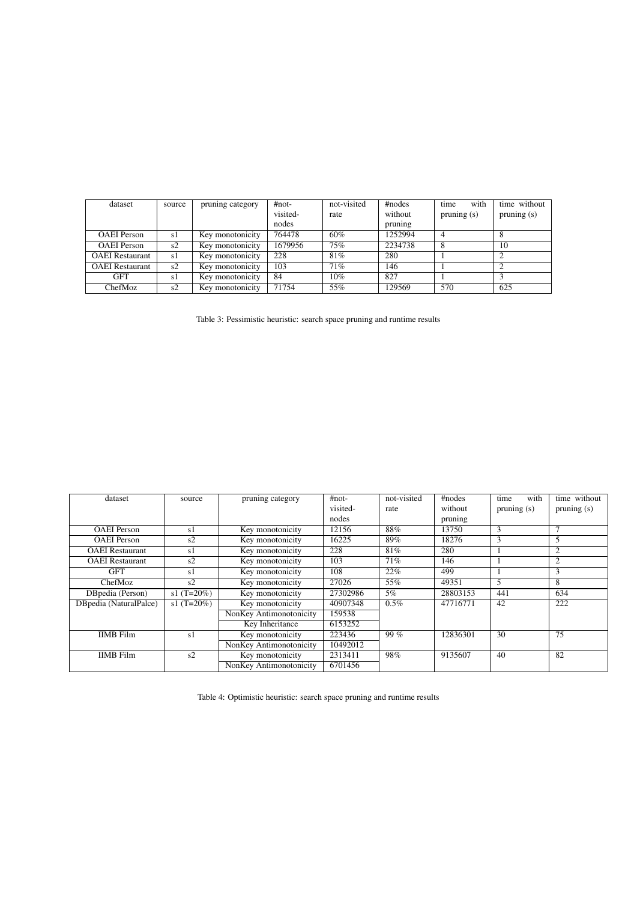| dataset | source | pruning category | #not-visited-nodes | not-visited rate | #nodes without pruning | time with pruning (s) | time without pruning (s) |
| --- | --- | --- | --- | --- | --- | --- | --- |
| OAEI Person | s1 | Key monotonicity | 764478 | 60% | 1252994 | 4 | 8 |
| OAEI Person | s2 | Key monotonicity | 1679956 | 75% | 2234738 | 8 | 10 |
| OAEI Restaurant | s1 | Key monotonicity | 228 | 81% | 280 | 1 | 2 |
| OAEI Restaurant | s2 | Key monotonicity | 103 | 71% | 146 | 1 | 2 |
| GFT | s1 | Key monotonicity | 84 | 10% | 827 | 1 | 3 |
| ChefMoz | s2 | Key monotonicity | 71754 | 55% | 129569 | 570 | 625 |

Table 3: Pessimistic heuristic: search space pruning and runtime results

| dataset | source | pruning category | #not-visited-nodes | not-visited rate | #nodes without pruning | time with pruning (s) | time without pruning (s) |
| --- | --- | --- | --- | --- | --- | --- | --- |
| OAEI Person | s1 | Key monotonicity | 12156 | 88% | 13750 | 3 | 7 |
| OAEI Person | s2 | Key monotonicity | 16225 | 89% | 18276 | 3 | 5 |
| OAEI Restaurant | s1 | Key monotonicity | 228 | 81% | 280 | 1 | 2 |
| OAEI Restaurant | s2 | Key monotonicity | 103 | 71% | 146 | 1 | 2 |
| GFT | s1 | Key monotonicity | 108 | 22% | 499 | 1 | 3 |
| ChefMoz | s2 | Key monotonicity | 27026 | 55% | 49351 | 5 | 8 |
| DBpedia (Person) | s1 (T=20%) | Key monotonicity | 27302986 | 5% | 28803153 | 441 | 634 |
| DBpedia (NaturalPalce) | s1 (T=20%) | Key monotonicity | 40907348 | 0.5% | 47716771 | 42 | 222 |
| | | NonKey Antimonotonicity | 159538 | | | | |
| | | Key Inheritance | 6153252 | | | | |
| IIMB Film | s1 | Key monotonicity | 223436 | 99 % | 12836301 | 30 | 75 |
| | | NonKey Antimonotonicity | 10492012 | | | | |
| IIMB Film | s2 | Key monotonicity | 2313411 | 98% | 9135607 | 40 | 82 |
| | | NonKey Antimonotonicity | 6701456 | | | | |

Table 4: Optimistic heuristic: search space pruning and runtime results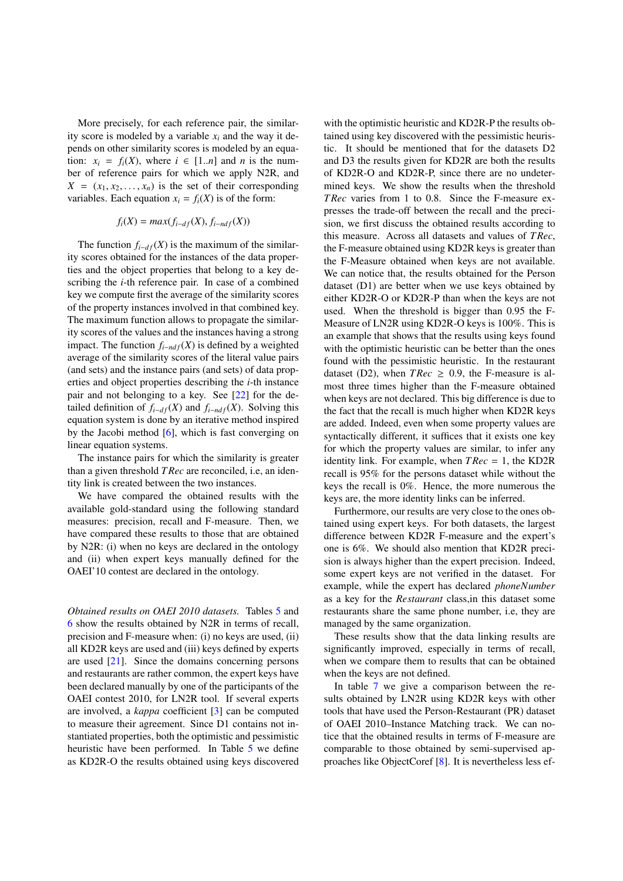More precisely, for each reference pair, the similarity score is modeled by a variable $x_i$ and the way it depends on other similarity scores is modeled by an equation: $x_i = f_i(X)$, where $i \in [1..n]$ and $n$ is the number of reference pairs for which we apply N2R, and $X = (x_1, x_2, \ldots, x_n)$ is the set of their corresponding variables. Each equation $x_i = f_i(X)$ is of the form:

$$f_i(X) = max(f_{i-df}(X), f_{i-ndf}(X))$$

The function $f_{i-df}(X)$ is the maximum of the similarity scores obtained for the instances of the data properties and the object properties that belong to a key describing the $i$-th reference pair. In case of a combined key we compute first the average of the similarity scores of the property instances involved in that combined key. The maximum function allows to propagate the similarity scores of the values and the instances having a strong impact. The function $f_{i-ndf}(X)$ is defined by a weighted average of the similarity scores of the literal value pairs (and sets) and the instance pairs (and sets) of data properties and object properties describing the $i$-th instance pair and not belonging to a key. See [22] for the detailed definition of $f_{i-df}(X)$ and $f_{i-ndf}(X)$. Solving this equation system is done by an iterative method inspired by the Jacobi method [6], which is fast converging on linear equation systems.

The instance pairs for which the similarity is greater than a given threshold $TRec$ are reconciled, i.e, an identity link is created between the two instances.

We have compared the obtained results with the available gold-standard using the following standard measures: precision, recall and F-measure. Then, we have compared these results to those that are obtained by N2R: (i) when no keys are declared in the ontology and (ii) when expert keys manually defined for the OAEI'10 contest are declared in the ontology.

*Obtained results on OAEI 2010 datasets.* Tables 5 and 6 show the results obtained by N2R in terms of recall, precision and F-measure when: (i) no keys are used, (ii) all KD2R keys are used and (iii) keys defined by experts are used [21]. Since the domains concerning persons and restaurants are rather common, the expert keys have been declared manually by one of the participants of the OAEI contest 2010, for LN2R tool. If several experts are involved, a *kappa* coefficient [3] can be computed to measure their agreement. Since D1 contains not instantiated properties, both the optimistic and pessimistic heuristic have been performed. In Table 5 we define as KD2R-O the results obtained using keys discovered with the optimistic heuristic and KD2R-P the results obtained using key discovered with the pessimistic heuristic. It should be mentioned that for the datasets D2 and D3 the results given for KD2R are both the results of KD2R-O and KD2R-P, since there are no undetermined keys. We show the results when the threshold $TRec$ varies from 1 to 0.8. Since the F-measure expresses the trade-off between the recall and the precision, we first discuss the obtained results according to this measure. Across all datasets and values of $TRec$, the F-measure obtained using KD2R keys is greater than the F-Measure obtained when keys are not available. We can notice that, the results obtained for the Person dataset (D1) are better when we use keys obtained by either KD2R-O or KD2R-P than when the keys are not used. When the threshold is bigger than 0.95 the F-Measure of LN2R using KD2R-O keys is 100%. This is an example that shows that the results using keys found with the optimistic heuristic can be better than the ones found with the pessimistic heuristic. In the restaurant dataset (D2), when $TRec \geq 0.9$, the F-measure is almost three times higher than the F-measure obtained when keys are not declared. This big difference is due to the fact that the recall is much higher when KD2R keys are added. Indeed, even when some property values are syntactically different, it suffices that it exists one key for which the property values are similar, to infer any identity link. For example, when $TRec = 1$, the KD2R recall is 95% for the persons dataset while without the keys the recall is 0%. Hence, the more numerous the keys are, the more identity links can be inferred.

Furthermore, our results are very close to the ones obtained using expert keys. For both datasets, the largest difference between KD2R F-measure and the expert's one is 6%. We should also mention that KD2R precision is always higher than the expert precision. Indeed, some expert keys are not verified in the dataset. For example, while the expert has declared *phoneNumber* as a key for the *Restaurant* class,in this dataset some restaurants share the same phone number, i.e, they are managed by the same organization.

These results show that the data linking results are significantly improved, especially in terms of recall, when we compare them to results that can be obtained when the keys are not defined.

In table 7 we give a comparison between the results obtained by LN2R using KD2R keys with other tools that have used the Person-Restaurant (PR) dataset of OAEI 2010–Instance Matching track. We can notice that the obtained results in terms of F-measure are comparable to those obtained by semi-supervised approaches like ObjectCoref [8]. It is nevertheless less ef-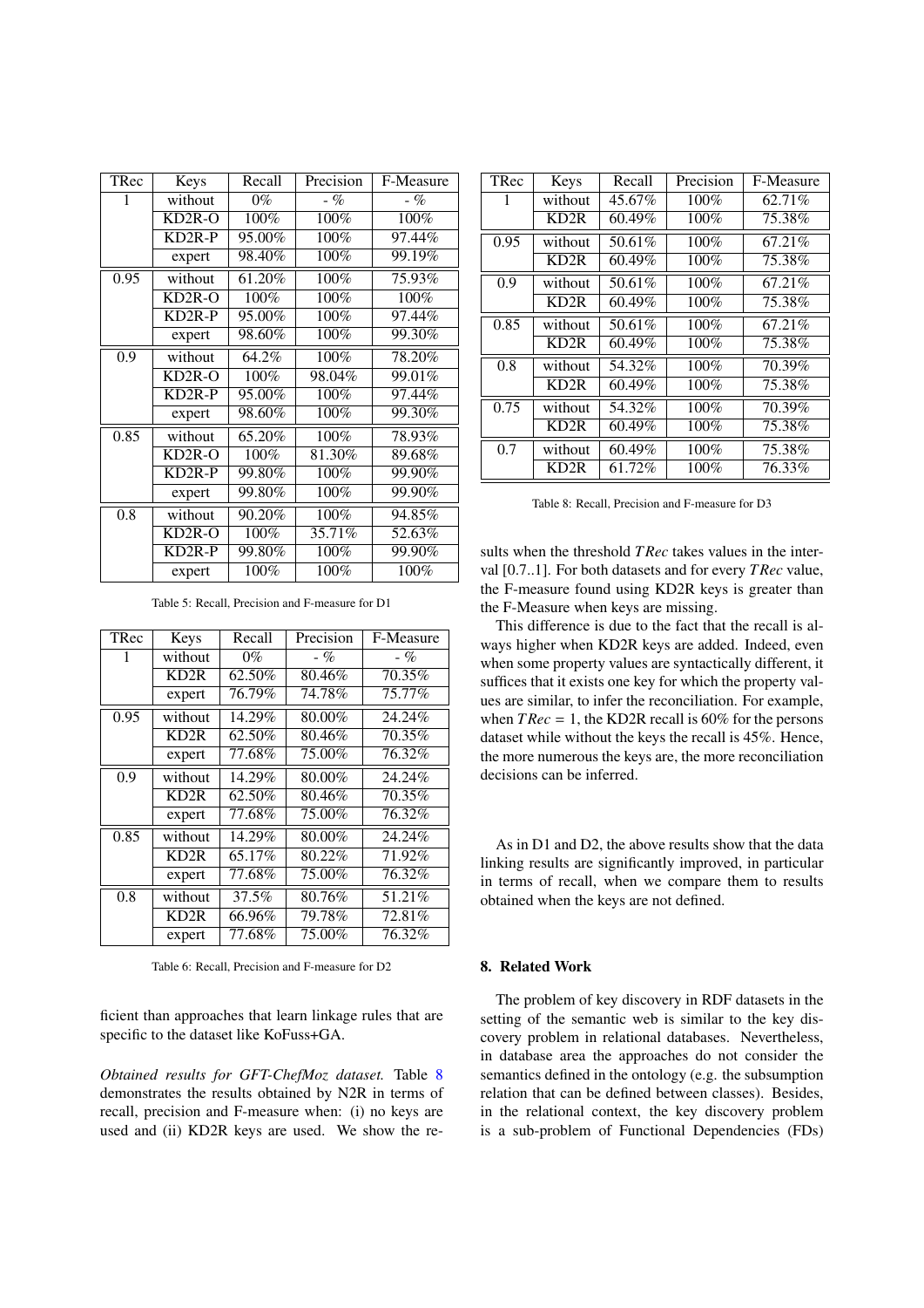| TRec | Keys | Recall | Precision | F-Measure |
|---|---|---|---|---|
| 1 | without | 0% | - % | - % |
| | KD2R-O | 100% | 100% | 100% |
| | KD2R-P | 95.00% | 100% | 97.44% |
| | expert | 98.40% | 100% | 99.19% |
| 0.95 | without | 61.20% | 100% | 75.93% |
| | KD2R-O | 100% | 100% | 100% |
| | KD2R-P | 95.00% | 100% | 97.44% |
| | expert | 98.60% | 100% | 99.30% |
| 0.9 | without | 64.2% | 100% | 78.20% |
| | KD2R-O | 100% | 98.04% | 99.01% |
| | KD2R-P | 95.00% | 100% | 97.44% |
| | expert | 98.60% | 100% | 99.30% |
| 0.85 | without | 65.20% | 100% | 78.93% |
| | KD2R-O | 100% | 81.30% | 89.68% |
| | KD2R-P | 99.80% | 100% | 99.90% |
| | expert | 99.80% | 100% | 99.90% |
| 0.8 | without | 90.20% | 100% | 94.85% |
| | KD2R-O | 100% | 35.71% | 52.63% |
| | KD2R-P | 99.80% | 100% | 99.90% |
| | expert | 100% | 100% | 100% |

Table 5: Recall, Precision and F-measure for D1

| TRec | Keys | Recall | Precision | F-Measure |
|---|---|---|---|---|
| 1 | without | 0% | - % | - % |
| | KD2R | 62.50% | 80.46% | 70.35% |
| | expert | 76.79% | 74.78% | 75.77% |
| 0.95 | without | 14.29% | 80.00% | 24.24% |
| | KD2R | 62.50% | 80.46% | 70.35% |
| | expert | 77.68% | 75.00% | 76.32% |
| 0.9 | without | 14.29% | 80.00% | 24.24% |
| | KD2R | 62.50% | 80.46% | 70.35% |
| | expert | 77.68% | 75.00% | 76.32% |
| 0.85 | without | 14.29% | 80.00% | 24.24% |
| | KD2R | 65.17% | 80.22% | 71.92% |
| | expert | 77.68% | 75.00% | 76.32% |
| 0.8 | without | 37.5% | 80.76% | 51.21% |
| | KD2R | 66.96% | 79.78% | 72.81% |
| | expert | 77.68% | 75.00% | 76.32% |

Table 6: Recall, Precision and F-measure for D2

ficient than approaches that learn linkage rules that are specific to the dataset like KoFuss+GA.

*Obtained results for GFT-ChefMoz dataset.* Table 8 demonstrates the results obtained by N2R in terms of recall, precision and F-measure when: (i) no keys are used and (ii) KD2R keys are used. We show the results when the threshold $TRec$ takes values in the interval [0.7..1]. For both datasets and for every $TRec$ value, the F-measure found using KD2R keys is greater than the F-Measure when keys are missing.

| TRec | Keys | Recall | Precision | F-Measure |
|---|---|---|---|---|
| 1 | without | 45.67% | 100% | 62.71% |
| | KD2R | 60.49% | 100% | 75.38% |
| 0.95 | without | 50.61% | 100% | 67.21% |
| | KD2R | 60.49% | 100% | 75.38% |
| 0.9 | without | 50.61% | 100% | 67.21% |
| | KD2R | 60.49% | 100% | 75.38% |
| 0.85 | without | 50.61% | 100% | 67.21% |
| | KD2R | 60.49% | 100% | 75.38% |
| 0.8 | without | 54.32% | 100% | 70.39% |
| | KD2R | 60.49% | 100% | 75.38% |
| 0.75 | without | 54.32% | 100% | 70.39% |
| | KD2R | 60.49% | 100% | 75.38% |
| 0.7 | without | 60.49% | 100% | 75.38% |
| | KD2R | 61.72% | 100% | 76.33% |

Table 8: Recall, Precision and F-measure for D3

This difference is due to the fact that the recall is always higher when KD2R keys are added. Indeed, even when some property values are syntactically different, it suffices that it exists one key for which the property values are similar, to infer the reconciliation. For example, when $TRec = 1$, the KD2R recall is 60% for the persons dataset while without the keys the recall is 45%. Hence, the more numerous the keys are, the more reconciliation decisions can be inferred.

As in D1 and D2, the above results show that the data linking results are significantly improved, in particular in terms of recall, when we compare them to results obtained when the keys are not defined.

## 8. Related Work

The problem of key discovery in RDF datasets in the setting of the semantic web is similar to the key discovery problem in relational databases. Nevertheless, in database area the approaches do not consider the semantics defined in the ontology (e.g. the subsumption relation that can be defined between classes). Besides, in the relational context, the key discovery problem is a sub-problem of Functional Dependencies (FDs)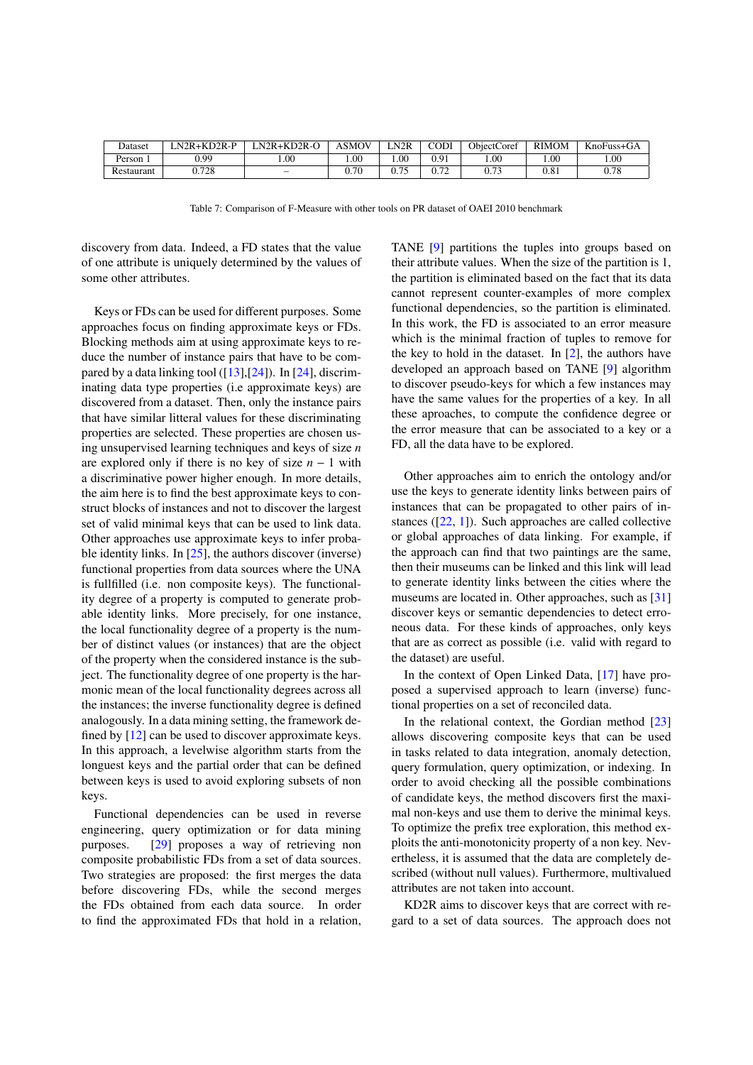| Dataset | LN2R+KD2R-P | LN2R+KD2R-O | ASMOV | LN2R | CODI | ObjectCoref | RIMOM | KnoFuss+GA |
|---|---|---|---|---|---|---|---|---|
| Person 1 | 0.99 | 1.00 | 1.00 | 1.00 | 0.91 | 1.00 | 1.00 | 1.00 |
| Restaurant | 0.728 | – | 0.70 | 0.75 | 0.72 | 0.73 | 0.81 | 0.78 |

Table 7: Comparison of F-Measure with other tools on PR dataset of OAEI 2010 benchmark

discovery from data. Indeed, a FD states that the value of one attribute is uniquely determined by the values of some other attributes.

Keys or FDs can be used for different purposes. Some approaches focus on finding approximate keys or FDs. Blocking methods aim at using approximate keys to reduce the number of instance pairs that have to be compared by a data linking tool ([13],[24]). In [24], discriminating data type properties (i.e approximate keys) are discovered from a dataset. Then, only the instance pairs that have similar litteral values for these discriminating properties are selected. These properties are chosen using unsupervised learning techniques and keys of size $n$ are explored only if there is no key of size $n-1$ with a discriminative power higher enough. In more details, the aim here is to find the best approximate keys to construct blocks of instances and not to discover the largest set of valid minimal keys that can be used to link data. Other approaches use approximate keys to infer probable identity links. In [25], the authors discover (inverse) functional properties from data sources where the UNA is fullfilled (i.e. non composite keys). The functionality degree of a property is computed to generate probable identity links. More precisely, for one instance, the local functionality degree of a property is the number of distinct values (or instances) that are the object of the property when the considered instance is the subject. The functionality degree of one property is the harmonic mean of the local functionality degrees across all the instances; the inverse functionality degree is defined analogously. In a data mining setting, the framework defined by [12] can be used to discover approximate keys. In this approach, a levelwise algorithm starts from the longuest keys and the partial order that can be defined between keys is used to avoid exploring subsets of non keys.

Functional dependencies can be used in reverse engineering, query optimization or for data mining purposes. [29] proposes a way of retrieving non composite probabilistic FDs from a set of data sources. Two strategies are proposed: the first merges the data before discovering FDs, while the second merges the FDs obtained from each data source. In order to find the approximated FDs that hold in a relation, TANE [9] partitions the tuples into groups based on their attribute values. When the size of the partition is 1, the partition is eliminated based on the fact that its data cannot represent counter-examples of more complex functional dependencies, so the partition is eliminated. In this work, the FD is associated to an error measure which is the minimal fraction of tuples to remove for the key to hold in the dataset. In [2], the authors have developed an approach based on TANE [9] algorithm to discover pseudo-keys for which a few instances may have the same values for the properties of a key. In all these aproaches, to compute the confidence degree or the error measure that can be associated to a key or a FD, all the data have to be explored.

Other approaches aim to enrich the ontology and/or use the keys to generate identity links between pairs of instances that can be propagated to other pairs of instances ([22, 1]). Such approaches are called collective or global approaches of data linking. For example, if the approach can find that two paintings are the same, then their museums can be linked and this link will lead to generate identity links between the cities where the museums are located in. Other approaches, such as [31] discover keys or semantic dependencies to detect erroneous data. For these kinds of approaches, only keys that are as correct as possible (i.e. valid with regard to the dataset) are useful.

In the context of Open Linked Data, [17] have proposed a supervised approach to learn (inverse) functional properties on a set of reconciled data.

In the relational context, the Gordian method [23] allows discovering composite keys that can be used in tasks related to data integration, anomaly detection, query formulation, query optimization, or indexing. In order to avoid checking all the possible combinations of candidate keys, the method discovers first the maximal non-keys and use them to derive the minimal keys. To optimize the prefix tree exploration, this method exploits the anti-monotonicity property of a non key. Nevertheless, it is assumed that the data are completely described (without null values). Furthermore, multivalued attributes are not taken into account.

KD2R aims to discover keys that are correct with regard to a set of data sources. The approach does not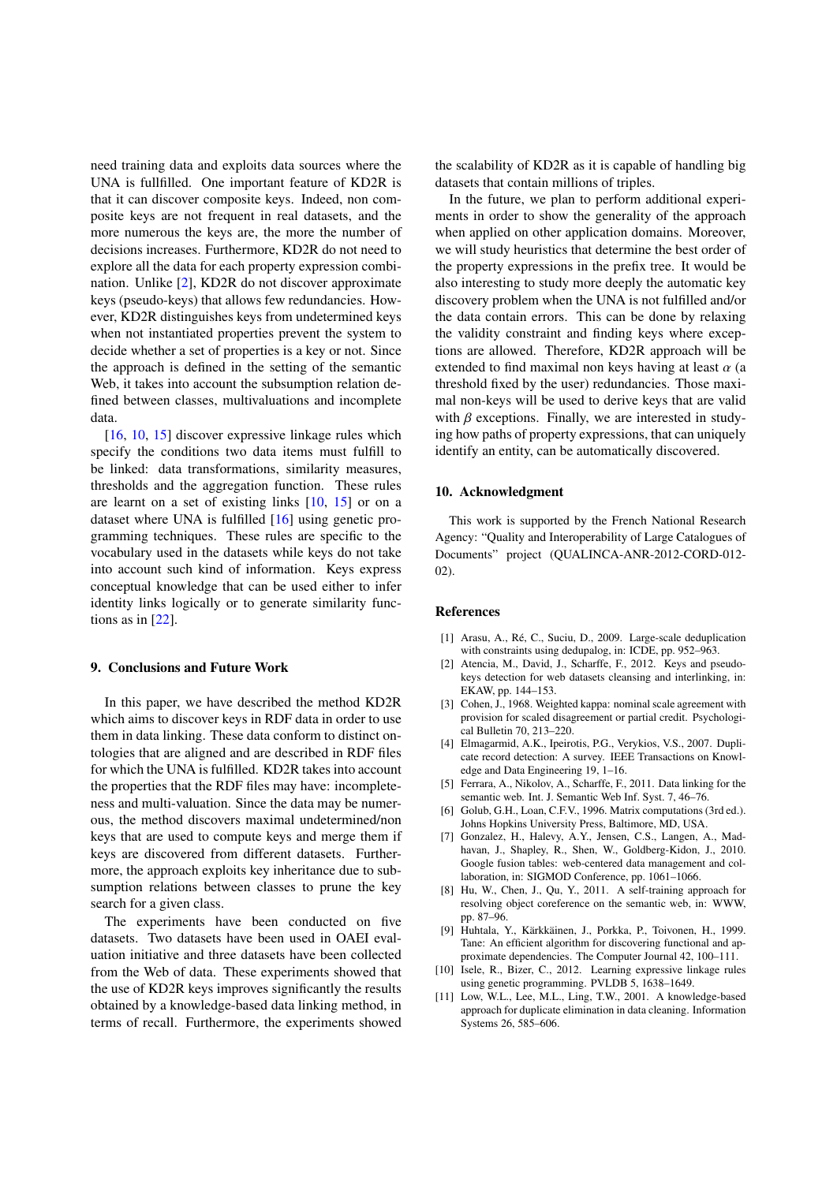need training data and exploits data sources where the UNA is fullfilled. One important feature of KD2R is that it can discover composite keys. Indeed, non composite keys are not frequent in real datasets, and the more numerous the keys are, the more the number of decisions increases. Furthermore, KD2R do not need to explore all the data for each property expression combination. Unlike [2], KD2R do not discover approximate keys (pseudo-keys) that allows few redundancies. However, KD2R distinguishes keys from undetermined keys when not instantiated properties prevent the system to decide whether a set of properties is a key or not. Since the approach is defined in the setting of the semantic Web, it takes into account the subsumption relation defined between classes, multivaluations and incomplete data.

[16, 10, 15] discover expressive linkage rules which specify the conditions two data items must fulfill to be linked: data transformations, similarity measures, thresholds and the aggregation function. These rules are learnt on a set of existing links [10, 15] or on a dataset where UNA is fulfilled [16] using genetic programming techniques. These rules are specific to the vocabulary used in the datasets while keys do not take into account such kind of information. Keys express conceptual knowledge that can be used either to infer identity links logically or to generate similarity functions as in [22].

## 9. Conclusions and Future Work

In this paper, we have described the method KD2R which aims to discover keys in RDF data in order to use them in data linking. These data conform to distinct ontologies that are aligned and are described in RDF files for which the UNA is fulfilled. KD2R takes into account the properties that the RDF files may have: incompleteness and multi-valuation. Since the data may be numerous, the method discovers maximal undetermined/non keys that are used to compute keys and merge them if keys are discovered from different datasets. Furthermore, the approach exploits key inheritance due to subsumption relations between classes to prune the key search for a given class.

The experiments have been conducted on five datasets. Two datasets have been used in OAEI evaluation initiative and three datasets have been collected from the Web of data. These experiments showed that the use of KD2R keys improves significantly the results obtained by a knowledge-based data linking method, in terms of recall. Furthermore, the experiments showed the scalability of KD2R as it is capable of handling big datasets that contain millions of triples.

In the future, we plan to perform additional experiments in order to show the generality of the approach when applied on other application domains. Moreover, we will study heuristics that determine the best order of the property expressions in the prefix tree. It would be also interesting to study more deeply the automatic key discovery problem when the UNA is not fulfilled and/or the data contain errors. This can be done by relaxing the validity constraint and finding keys where exceptions are allowed. Therefore, KD2R approach will be extended to find maximal non keys having at least $\alpha$ (a threshold fixed by the user) redundancies. Those maximal non-keys will be used to derive keys that are valid with $\beta$ exceptions. Finally, we are interested in studying how paths of property expressions, that can uniquely identify an entity, can be automatically discovered.

## 10. Acknowledgment

This work is supported by the French National Research Agency: "Quality and Interoperability of Large Catalogues of Documents" project (QUALINCA-ANR-2012-CORD-012-02).

## References

[1] Arasu, A., Ré, C., Suciu, D., 2009. Large-scale deduplication with constraints using dedupalog, in: ICDE, pp. 952–963.

[2] Atencia, M., David, J., Scharffe, F., 2012. Keys and pseudo-keys detection for web datasets cleansing and interlinking, in: EKAW, pp. 144–153.

[3] Cohen, J., 1968. Weighted kappa: nominal scale agreement with provision for scaled disagreement or partial credit. Psychological Bulletin 70, 213–220.

[4] Elmagarmid, A.K., Ipeirotis, P.G., Verykios, V.S., 2007. Duplicate record detection: A survey. IEEE Transactions on Knowledge and Data Engineering 19, 1–16.

[5] Ferrara, A., Nikolov, A., Scharffe, F., 2011. Data linking for the semantic web. Int. J. Semantic Web Inf. Syst. 7, 46–76.

[6] Golub, G.H., Loan, C.F.V., 1996. Matrix computations (3rd ed.). Johns Hopkins University Press, Baltimore, MD, USA.

[7] Gonzalez, H., Halevy, A.Y., Jensen, C.S., Langen, A., Madhavan, J., Shapley, R., Shen, W., Goldberg-Kidon, J., 2010. Google fusion tables: web-centered data management and collaboration, in: SIGMOD Conference, pp. 1061–1066.

[8] Hu, W., Chen, J., Qu, Y., 2011. A self-training approach for resolving object coreference on the semantic web, in: WWW, pp. 87–96.

[9] Huhtala, Y., Kärkkäinen, J., Porkka, P., Toivonen, H., 1999. Tane: An efficient algorithm for discovering functional and approximate dependencies. The Computer Journal 42, 100–111.

[10] Isele, R., Bizer, C., 2012. Learning expressive linkage rules using genetic programming. PVLDB 5, 1638–1649.

[11] Low, W.L., Lee, M.L., Ling, T.W., 2001. A knowledge-based approach for duplicate elimination in data cleaning. Information Systems 26, 585–606.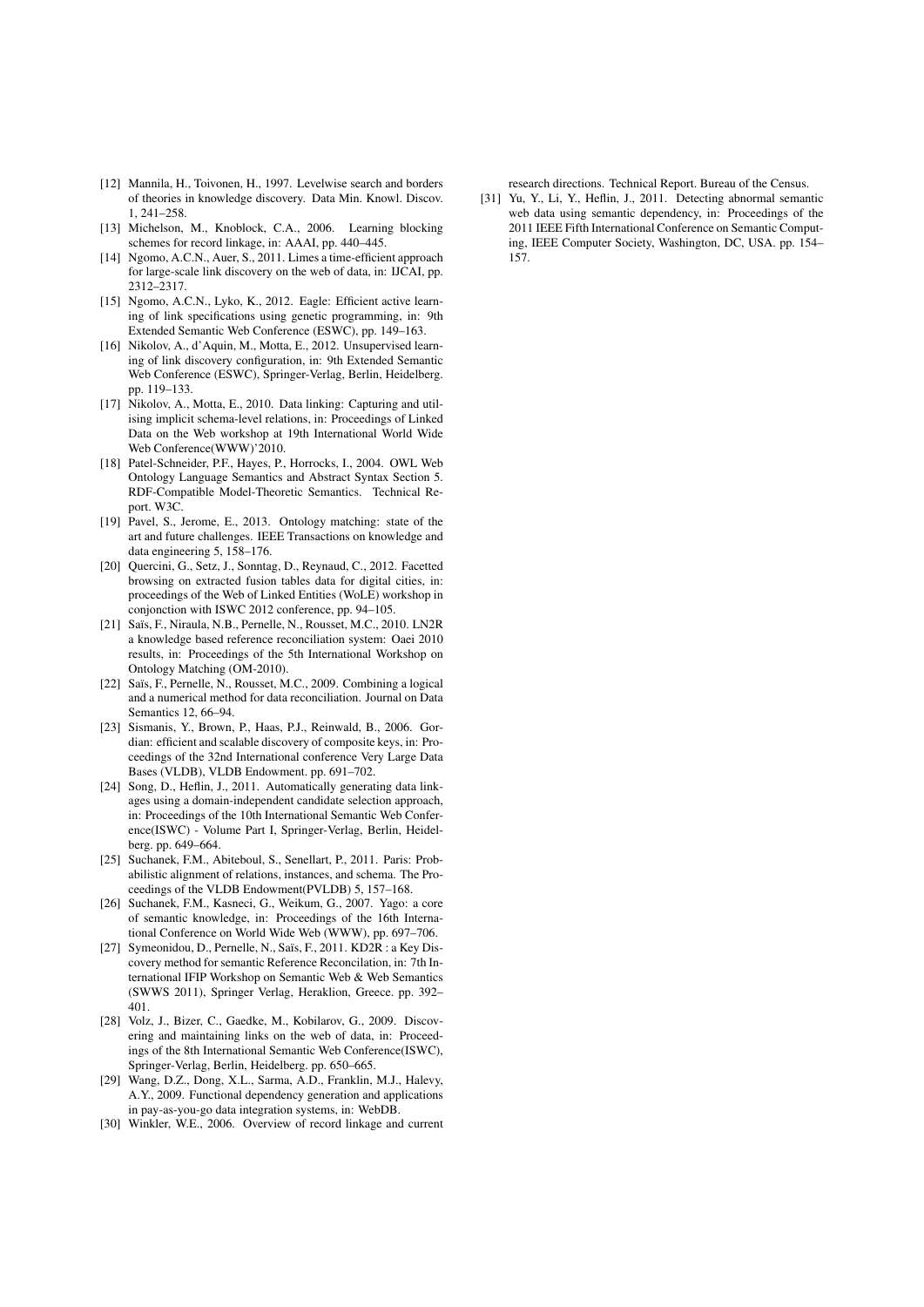[12] Mannila, H., Toivonen, H., 1997. Levelwise search and borders of theories in knowledge discovery. Data Min. Knowl. Discov. 1, 241–258.

[13] Michelson, M., Knoblock, C.A., 2006. Learning blocking schemes for record linkage, in: AAAI, pp. 440–445.

[14] Ngomo, A.C.N., Auer, S., 2011. Limes a time-efficient approach for large-scale link discovery on the web of data, in: IJCAI, pp. 2312–2317.

[15] Ngomo, A.C.N., Lyko, K., 2012. Eagle: Efficient active learning of link specifications using genetic programming, in: 9th Extended Semantic Web Conference (ESWC), pp. 149–163.

[16] Nikolov, A., d'Aquin, M., Motta, E., 2012. Unsupervised learning of link discovery configuration, in: 9th Extended Semantic Web Conference (ESWC), Springer-Verlag, Berlin, Heidelberg. pp. 119–133.

[17] Nikolov, A., Motta, E., 2010. Data linking: Capturing and utilising implicit schema-level relations, in: Proceedings of Linked Data on the Web workshop at 19th International World Wide Web Conference(WWW)'2010.

[18] Patel-Schneider, P.F., Hayes, P., Horrocks, I., 2004. OWL Web Ontology Language Semantics and Abstract Syntax Section 5. RDF-Compatible Model-Theoretic Semantics. Technical Report. W3C.

[19] Pavel, S., Jerome, E., 2013. Ontology matching: state of the art and future challenges. IEEE Transactions on knowledge and data engineering 5, 158–176.

[20] Quercini, G., Setz, J., Sonntag, D., Reynaud, C., 2012. Facetted browsing on extracted fusion tables data for digital cities, in: proceedings of the Web of Linked Entities (WoLE) workshop in conjonction with ISWC 2012 conference, pp. 94–105.

[21] Saïs, F., Niraula, N.B., Pernelle, N., Rousset, M.C., 2010. LN2R a knowledge based reference reconciliation system: Oaei 2010 results, in: Proceedings of the 5th International Workshop on Ontology Matching (OM-2010).

[22] Saïs, F., Pernelle, N., Rousset, M.C., 2009. Combining a logical and a numerical method for data reconciliation. Journal on Data Semantics 12, 66–94.

[23] Sismanis, Y., Brown, P., Haas, P.J., Reinwald, B., 2006. Gordian: efficient and scalable discovery of composite keys, in: Proceedings of the 32nd International conference Very Large Data Bases (VLDB), VLDB Endowment. pp. 691–702.

[24] Song, D., Heflin, J., 2011. Automatically generating data linkages using a domain-independent candidate selection approach, in: Proceedings of the 10th International Semantic Web Conference(ISWC) - Volume Part I, Springer-Verlag, Berlin, Heidelberg. pp. 649–664.

[25] Suchanek, F.M., Abiteboul, S., Senellart, P., 2011. Paris: Probabilistic alignment of relations, instances, and schema. The Proceedings of the VLDB Endowment(PVLDB) 5, 157–168.

[26] Suchanek, F.M., Kasneci, G., Weikum, G., 2007. Yago: a core of semantic knowledge, in: Proceedings of the 16th International Conference on World Wide Web (WWW), pp. 697–706.

[27] Symeonidou, D., Pernelle, N., Saïs, F., 2011. KD2R : a Key Discovery method for semantic Reference Reconcilation, in: 7th International IFIP Workshop on Semantic Web & Web Semantics (SWWS 2011), Springer Verlag, Heraklion, Greece. pp. 392–401.

[28] Volz, J., Bizer, C., Gaedke, M., Kobilarov, G., 2009. Discovering and maintaining links on the web of data, in: Proceedings of the 8th International Semantic Web Conference(ISWC), Springer-Verlag, Berlin, Heidelberg. pp. 650–665.

[29] Wang, D.Z., Dong, X.L., Sarma, A.D., Franklin, M.J., Halevy, A.Y., 2009. Functional dependency generation and applications in pay-as-you-go data integration systems, in: WebDB.

[30] Winkler, W.E., 2006. Overview of record linkage and current research directions. Technical Report. Bureau of the Census.

[31] Yu, Y., Li, Y., Heflin, J., 2011. Detecting abnormal semantic web data using semantic dependency, in: Proceedings of the 2011 IEEE Fifth International Conference on Semantic Computing, IEEE Computer Society, Washington, DC, USA. pp. 154–157.